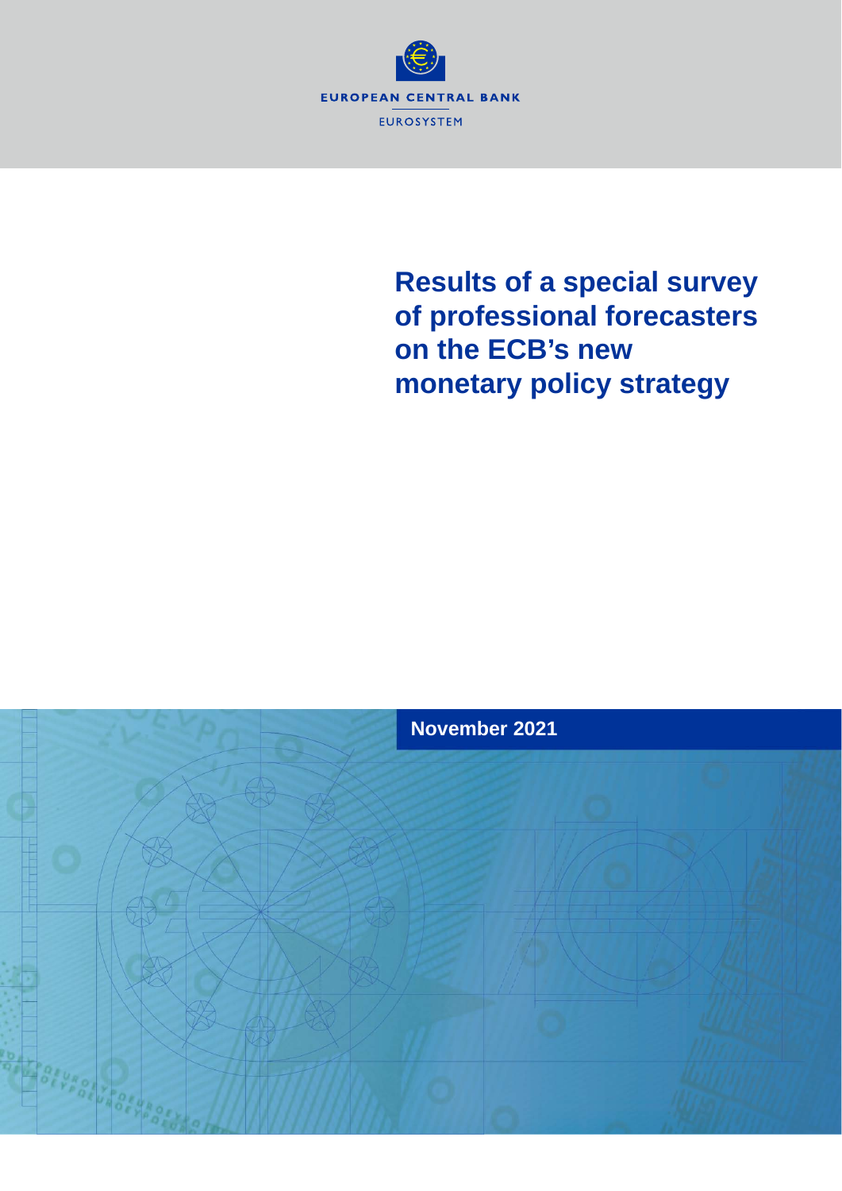EUROPEAN CENTRAL BANK

EUROSYSTEM

# Results of a special survey of professional forecasters on the ECB's new monetary policy strategy

November 2021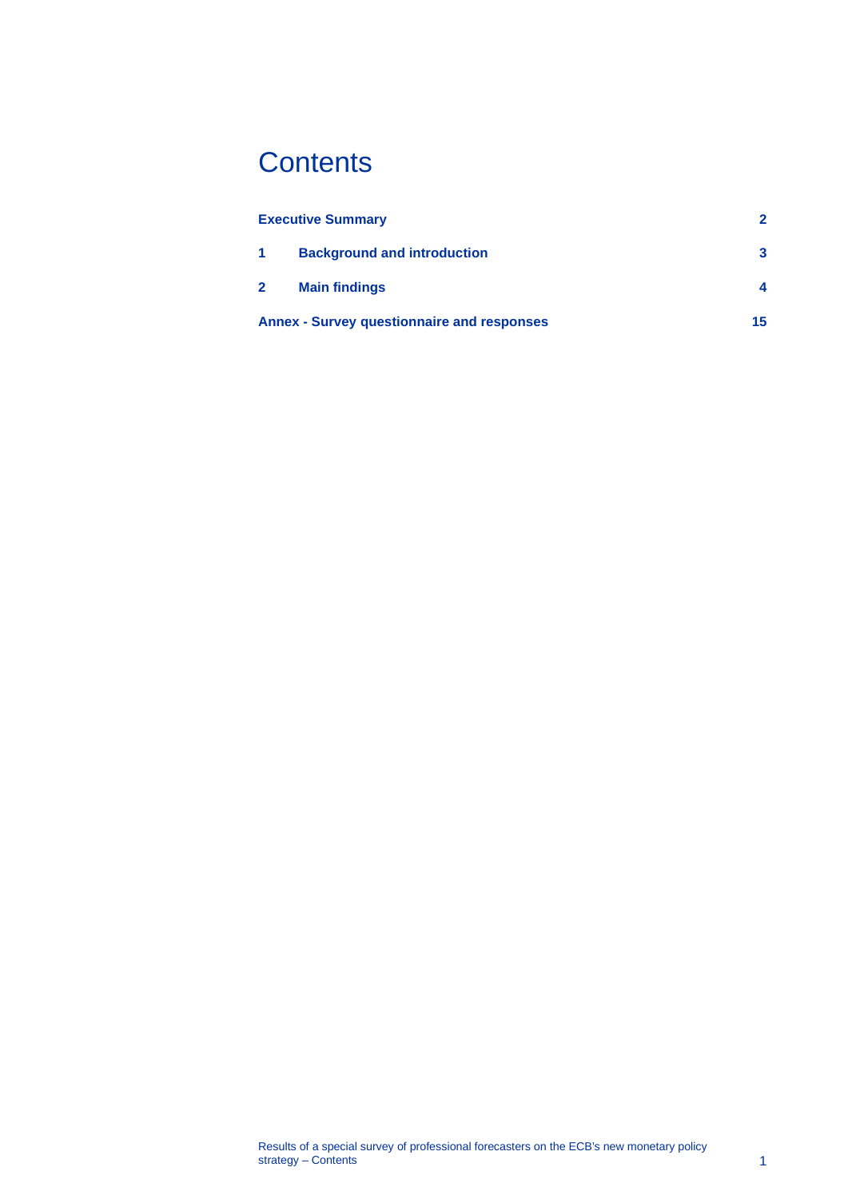# Contents

| | |
|---|---|
| **Executive Summary** | **2** |
| **1 Background and introduction** | **3** |
| **2 Main findings** | **4** |
| **Annex - Survey questionnaire and responses** | **15** |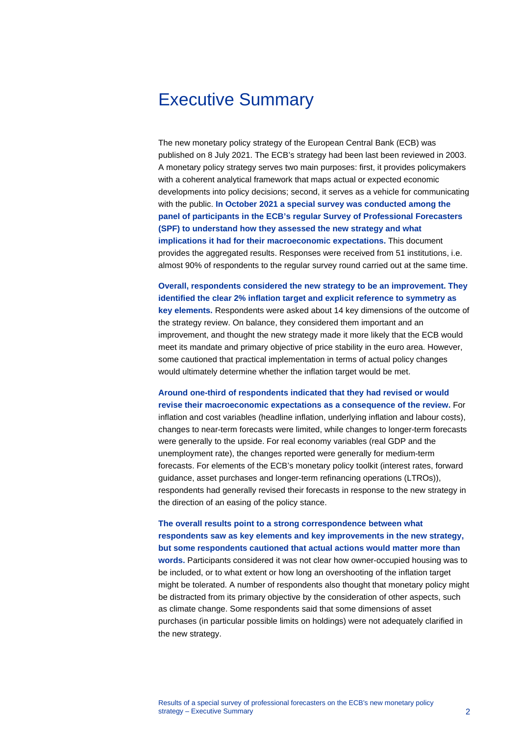# Executive Summary

The new monetary policy strategy of the European Central Bank (ECB) was published on 8 July 2021. The ECB's strategy had been last been reviewed in 2003. A monetary policy strategy serves two main purposes: first, it provides policymakers with a coherent analytical framework that maps actual or expected economic developments into policy decisions; second, it serves as a vehicle for communicating with the public. **In October 2021 a special survey was conducted among the panel of participants in the ECB's regular Survey of Professional Forecasters (SPF) to understand how they assessed the new strategy and what implications it had for their macroeconomic expectations.** This document provides the aggregated results. Responses were received from 51 institutions, i.e. almost 90% of respondents to the regular survey round carried out at the same time.

**Overall, respondents considered the new strategy to be an improvement. They identified the clear 2% inflation target and explicit reference to symmetry as key elements.** Respondents were asked about 14 key dimensions of the outcome of the strategy review. On balance, they considered them important and an improvement, and thought the new strategy made it more likely that the ECB would meet its mandate and primary objective of price stability in the euro area. However, some cautioned that practical implementation in terms of actual policy changes would ultimately determine whether the inflation target would be met.

**Around one-third of respondents indicated that they had revised or would revise their macroeconomic expectations as a consequence of the review.** For inflation and cost variables (headline inflation, underlying inflation and labour costs), changes to near-term forecasts were limited, while changes to longer-term forecasts were generally to the upside. For real economy variables (real GDP and the unemployment rate), the changes reported were generally for medium-term forecasts. For elements of the ECB's monetary policy toolkit (interest rates, forward guidance, asset purchases and longer-term refinancing operations (LTROs)), respondents had generally revised their forecasts in response to the new strategy in the direction of an easing of the policy stance.

**The overall results point to a strong correspondence between what respondents saw as key elements and key improvements in the new strategy, but some respondents cautioned that actual actions would matter more than words.** Participants considered it was not clear how owner-occupied housing was to be included, or to what extent or how long an overshooting of the inflation target might be tolerated. A number of respondents also thought that monetary policy might be distracted from its primary objective by the consideration of other aspects, such as climate change. Some respondents said that some dimensions of asset purchases (in particular possible limits on holdings) were not adequately clarified in the new strategy.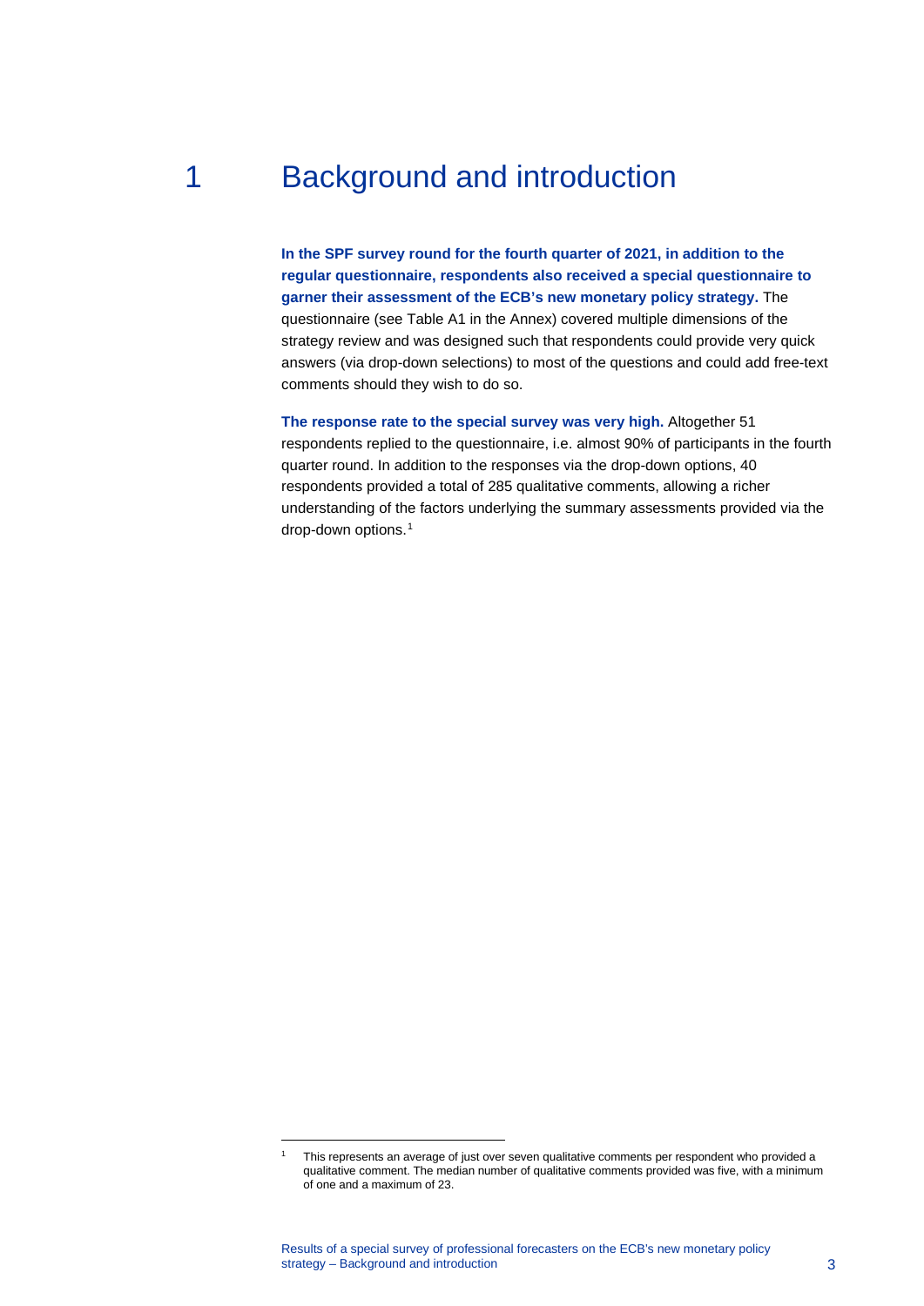# 1 Background and introduction

**In the SPF survey round for the fourth quarter of 2021, in addition to the regular questionnaire, respondents also received a special questionnaire to garner their assessment of the ECB's new monetary policy strategy.** The questionnaire (see Table A1 in the Annex) covered multiple dimensions of the strategy review and was designed such that respondents could provide very quick answers (via drop-down selections) to most of the questions and could add free-text comments should they wish to do so.

**The response rate to the special survey was very high.** Altogether 51 respondents replied to the questionnaire, i.e. almost 90% of participants in the fourth quarter round. In addition to the responses via the drop-down options, 40 respondents provided a total of 285 qualitative comments, allowing a richer understanding of the factors underlying the summary assessments provided via the drop-down options.[1]

[1] This represents an average of just over seven qualitative comments per respondent who provided a qualitative comment. The median number of qualitative comments provided was five, with a minimum of one and a maximum of 23.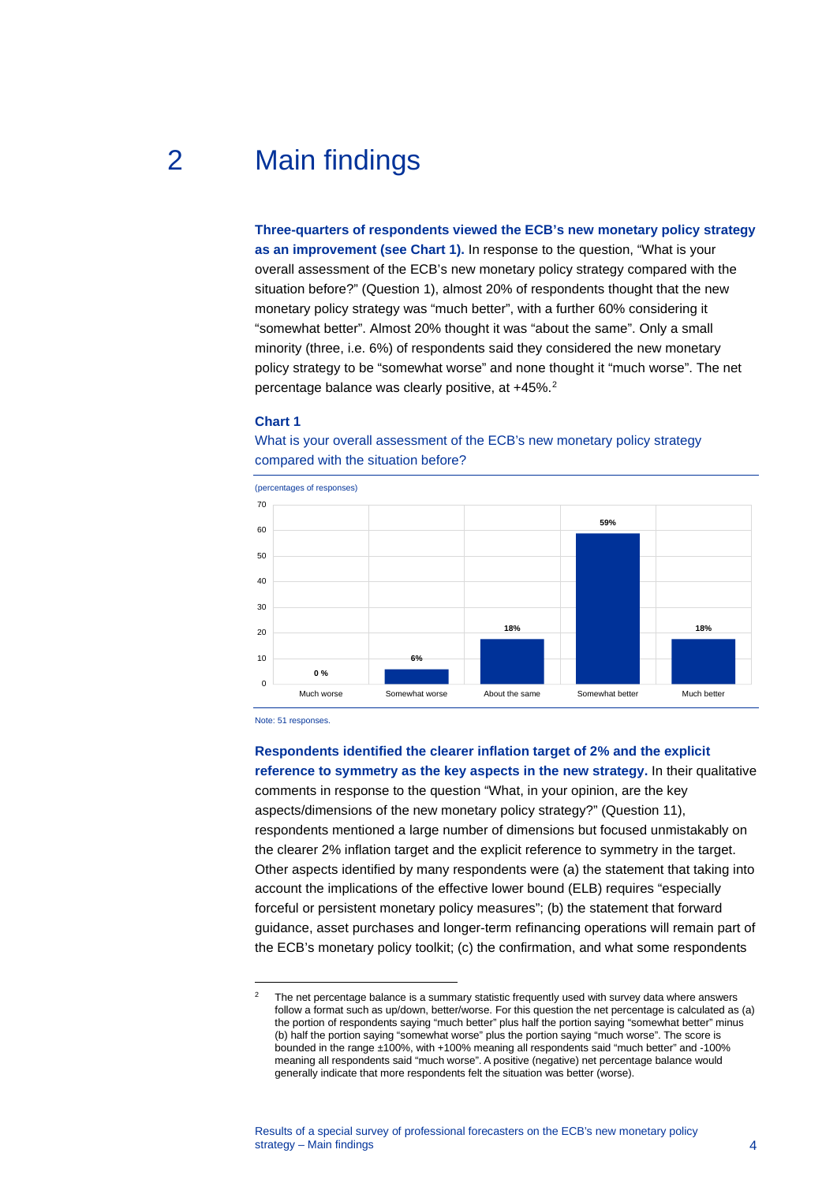# 2 Main findings

**Three-quarters of respondents viewed the ECB's new monetary policy strategy as an improvement (see Chart 1).** In response to the question, "What is your overall assessment of the ECB's new monetary policy strategy compared with the situation before?" (Question 1), almost 20% of respondents thought that the new monetary policy strategy was "much better", with a further 60% considering it "somewhat better". Almost 20% thought it was "about the same". Only a small minority (three, i.e. 6%) of respondents said they considered the new monetary policy strategy to be "somewhat worse" and none thought it "much worse". The net percentage balance was clearly positive, at +45%.[2]

**Chart 1**

What is your overall assessment of the ECB's new monetary policy strategy compared with the situation before?

(percentages of responses)

| Much worse | Somewhat worse | About the same | Somewhat better | Much better |
|---|---|---|---|---|
| 0 % | 6% | 18% | 59% | 18% |

Note: 51 responses.

**Respondents identified the clearer inflation target of 2% and the explicit reference to symmetry as the key aspects in the new strategy.** In their qualitative comments in response to the question "What, in your opinion, are the key aspects/dimensions of the new monetary policy strategy?" (Question 11), respondents mentioned a large number of dimensions but focused unmistakably on the clearer 2% inflation target and the explicit reference to symmetry in the target. Other aspects identified by many respondents were (a) the statement that taking into account the implications of the effective lower bound (ELB) requires "especially forceful or persistent monetary policy measures"; (b) the statement that forward guidance, asset purchases and longer-term refinancing operations will remain part of the ECB's monetary policy toolkit; (c) the confirmation, and what some respondents

---

[2] The net percentage balance is a summary statistic frequently used with survey data where answers follow a format such as up/down, better/worse. For this question the net percentage is calculated as (a) the portion of respondents saying "much better" plus half the portion saying "somewhat better" minus (b) half the portion saying "somewhat worse" plus the portion saying "much worse". The score is bounded in the range ±100%, with +100% meaning all respondents said "much better" and -100% meaning all respondents said "much worse". A positive (negative) net percentage balance would generally indicate that more respondents felt the situation was better (worse).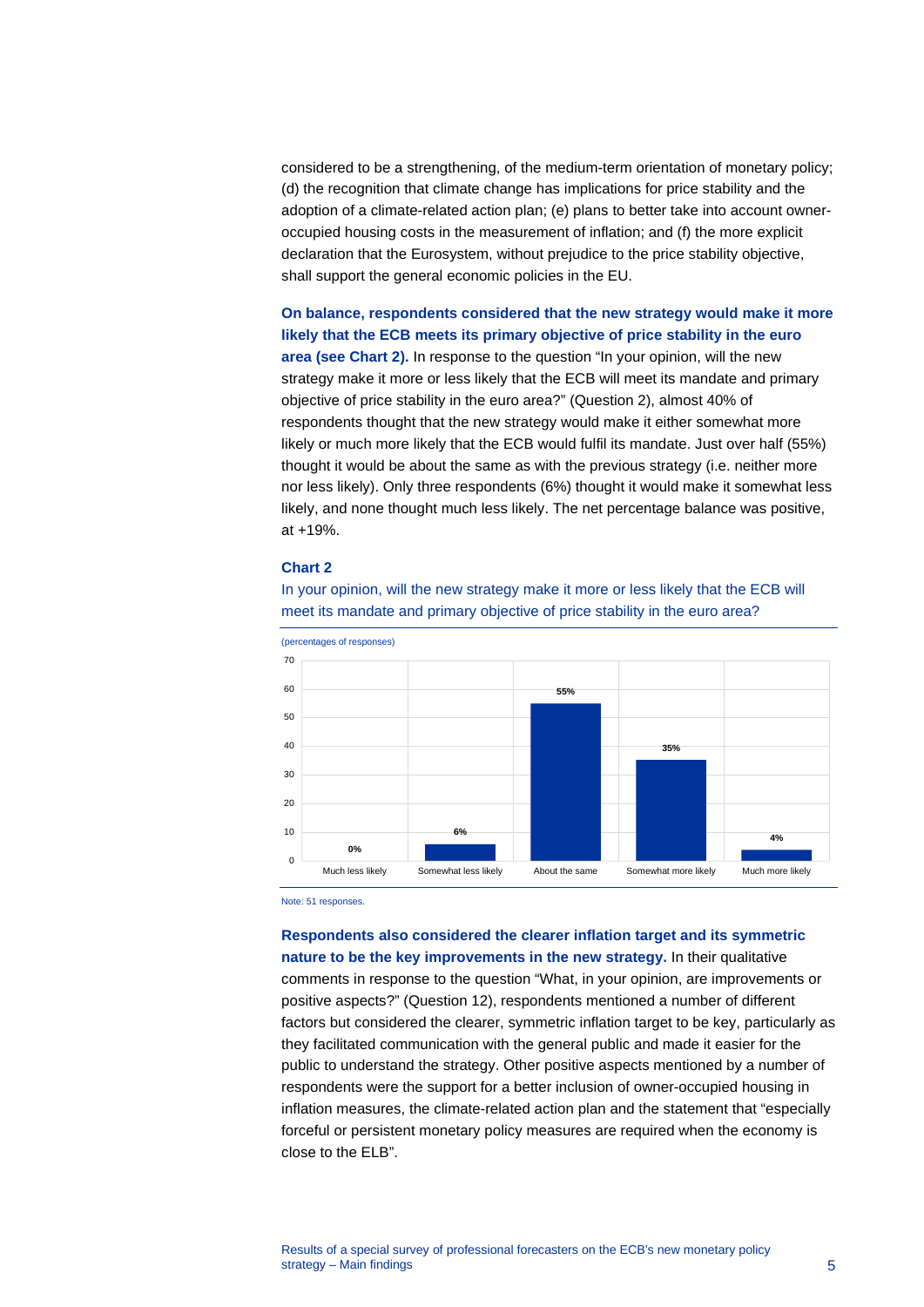considered to be a strengthening, of the medium-term orientation of monetary policy; (d) the recognition that climate change has implications for price stability and the adoption of a climate-related action plan; (e) plans to better take into account owner-occupied housing costs in the measurement of inflation; and (f) the more explicit declaration that the Eurosystem, without prejudice to the price stability objective, shall support the general economic policies in the EU.

**On balance, respondents considered that the new strategy would make it more likely that the ECB meets its primary objective of price stability in the euro area (see Chart 2).** In response to the question "In your opinion, will the new strategy make it more or less likely that the ECB will meet its mandate and primary objective of price stability in the euro area?" (Question 2), almost 40% of respondents thought that the new strategy would make it either somewhat more likely or much more likely that the ECB would fulfil its mandate. Just over half (55%) thought it would be about the same as with the previous strategy (i.e. neither more nor less likely). Only three respondents (6%) thought it would make it somewhat less likely, and none thought much less likely. The net percentage balance was positive, at +19%.

**Chart 2**

In your opinion, will the new strategy make it more or less likely that the ECB will meet its mandate and primary objective of price stability in the euro area?

(percentages of responses)

| Much less likely | Somewhat less likely | About the same | Somewhat more likely | Much more likely |
|---|---|---|---|---|
| 0% | 6% | 55% | 35% | 4% |

Note: 51 responses.

**Respondents also considered the clearer inflation target and its symmetric nature to be the key improvements in the new strategy.** In their qualitative comments in response to the question "What, in your opinion, are improvements or positive aspects?" (Question 12), respondents mentioned a number of different factors but considered the clearer, symmetric inflation target to be key, particularly as they facilitated communication with the general public and made it easier for the public to understand the strategy. Other positive aspects mentioned by a number of respondents were the support for a better inclusion of owner-occupied housing in inflation measures, the climate-related action plan and the statement that "especially forceful or persistent monetary policy measures are required when the economy is close to the ELB".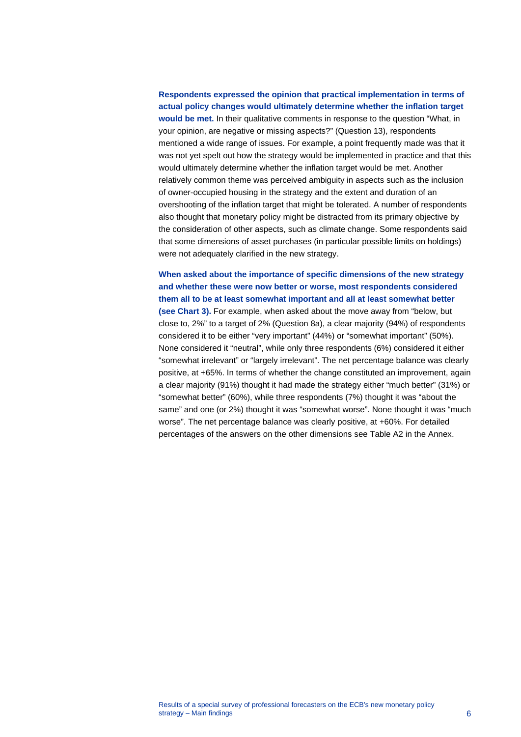**Respondents expressed the opinion that practical implementation in terms of actual policy changes would ultimately determine whether the inflation target would be met.** In their qualitative comments in response to the question “What, in your opinion, are negative or missing aspects?” (Question 13), respondents mentioned a wide range of issues. For example, a point frequently made was that it was not yet spelt out how the strategy would be implemented in practice and that this would ultimately determine whether the inflation target would be met. Another relatively common theme was perceived ambiguity in aspects such as the inclusion of owner-occupied housing in the strategy and the extent and duration of an overshooting of the inflation target that might be tolerated. A number of respondents also thought that monetary policy might be distracted from its primary objective by the consideration of other aspects, such as climate change. Some respondents said that some dimensions of asset purchases (in particular possible limits on holdings) were not adequately clarified in the new strategy.

**When asked about the importance of specific dimensions of the new strategy and whether these were now better or worse, most respondents considered them all to be at least somewhat important and all at least somewhat better (see Chart 3).** For example, when asked about the move away from “below, but close to, 2%” to a target of 2% (Question 8a), a clear majority (94%) of respondents considered it to be either “very important” (44%) or “somewhat important” (50%). None considered it “neutral”, while only three respondents (6%) considered it either “somewhat irrelevant” or “largely irrelevant”. The net percentage balance was clearly positive, at +65%. In terms of whether the change constituted an improvement, again a clear majority (91%) thought it had made the strategy either “much better” (31%) or “somewhat better” (60%), while three respondents (7%) thought it was “about the same” and one (or 2%) thought it was “somewhat worse”. None thought it was “much worse”. The net percentage balance was clearly positive, at +60%. For detailed percentages of the answers on the other dimensions see Table A2 in the Annex.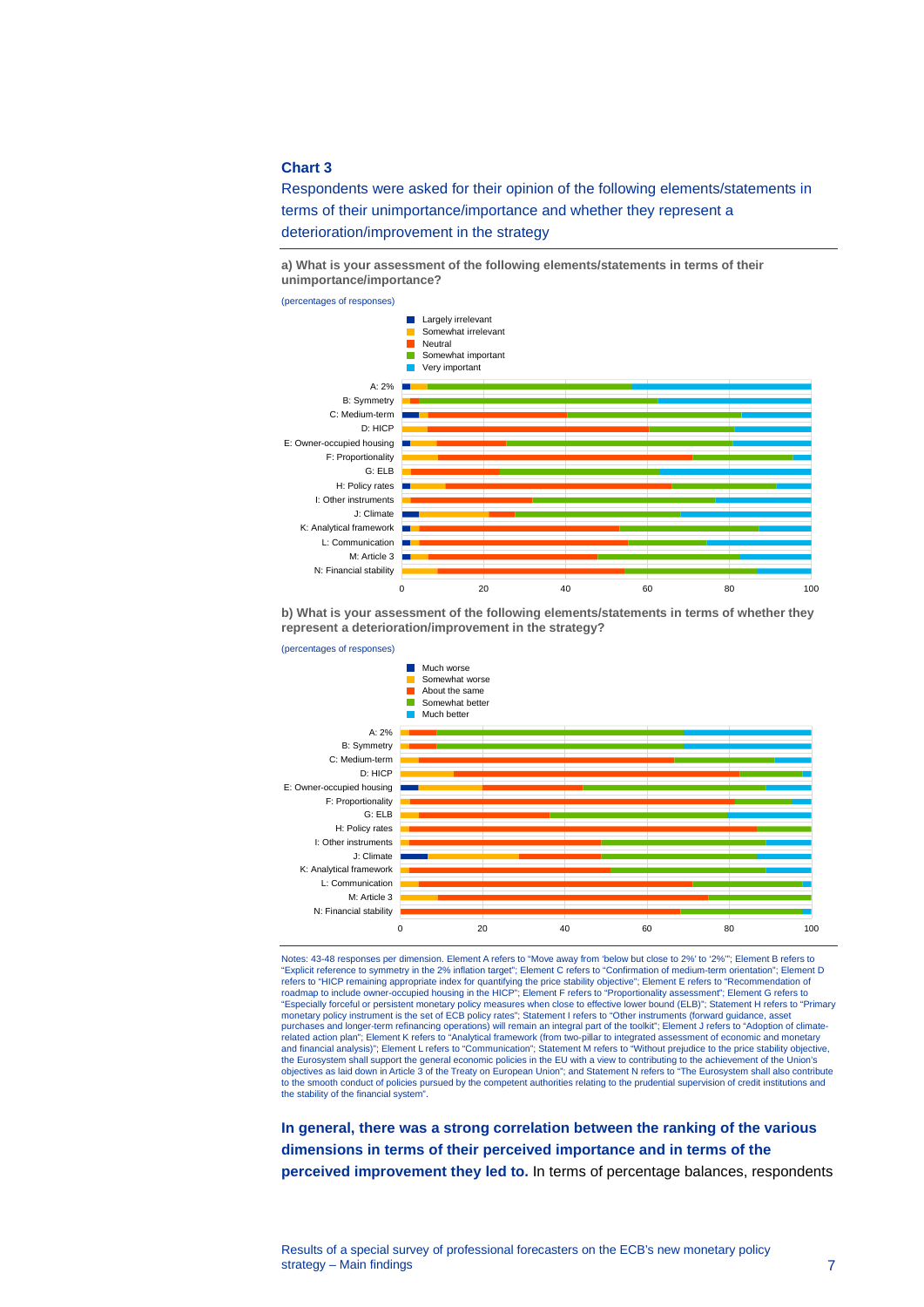**Chart 3**

Respondents were asked for their opinion of the following elements/statements in terms of their unimportance/importance and whether they represent a deterioration/improvement in the strategy

**a) What is your assessment of the following elements/statements in terms of their unimportance/importance?**

(percentages of responses)

Largely irrelevant
Somewhat irrelevant
Neutral
Somewhat important
Very important

A: 2%
B: Symmetry
C: Medium-term
D: HICP
E: Owner-occupied housing
F: Proportionality
G: ELB
H: Policy rates
I: Other instruments
J: Climate
K: Analytical framework
L: Communication
M: Article 3
N: Financial stability

0 20 40 60 80 100

**b) What is your assessment of the following elements/statements in terms of whether they represent a deterioration/improvement in the strategy?**

(percentages of responses)

Much worse
Somewhat worse
About the same
Somewhat better
Much better

A: 2%
B: Symmetry
C: Medium-term
D: HICP
E: Owner-occupied housing
F: Proportionality
G: ELB
H: Policy rates
I: Other instruments
J: Climate
K: Analytical framework
L: Communication
M: Article 3
N: Financial stability

0 20 40 60 80 100

Notes: 43-48 responses per dimension. Element A refers to "Move away from 'below but close to 2%' to '2%'"; Element B refers to "Explicit reference to symmetry in the 2% inflation target"; Element C refers to "Confirmation of medium-term orientation"; Element D refers to "HICP remaining appropriate index for quantifying the price stability objective"; Element E refers to "Recommendation of roadmap to include owner-occupied housing in the HICP"; Element F refers to "Proportionality assessment"; Element G refers to "Especially forceful or persistent monetary policy measures when close to effective lower bound (ELB)"; Statement H refers to "Primary monetary policy instrument is the set of ECB policy rates"; Statement I refers to "Other instruments (forward guidance, asset purchases and longer-term refinancing operations) will remain an integral part of the toolkit"; Element J refers to "Adoption of climate-related action plan"; Element K refers to "Analytical framework (from two-pillar to integrated assessment of economic and monetary and financial analysis)"; Element L refers to "Communication"; Statement M refers to "Without prejudice to the price stability objective, the Eurosystem shall support the general economic policies in the EU with a view to contributing to the achievement of the Union's objectives as laid down in Article 3 of the Treaty on European Union"; and Statement N refers to "The Eurosystem shall also contribute to the smooth conduct of policies pursued by the competent authorities relating to the prudential supervision of credit institutions and the stability of the financial system".

**In general, there was a strong correlation between the ranking of the various dimensions in terms of their perceived importance and in terms of the perceived improvement they led to.** In terms of percentage balances, respondents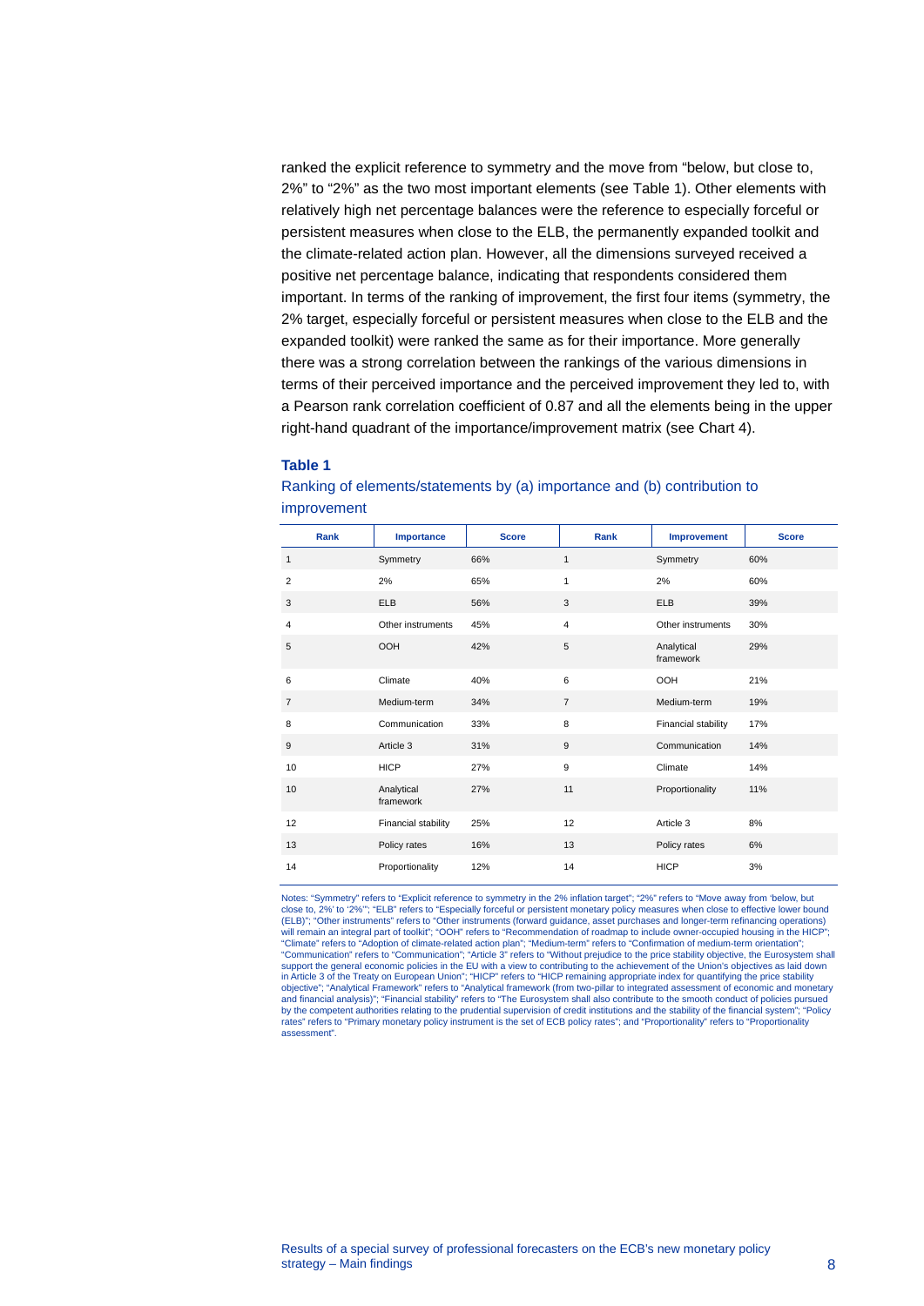ranked the explicit reference to symmetry and the move from "below, but close to, 2%" to "2%" as the two most important elements (see Table 1). Other elements with relatively high net percentage balances were the reference to especially forceful or persistent measures when close to the ELB, the permanently expanded toolkit and the climate-related action plan. However, all the dimensions surveyed received a positive net percentage balance, indicating that respondents considered them important. In terms of the ranking of improvement, the first four items (symmetry, the 2% target, especially forceful or persistent measures when close to the ELB and the expanded toolkit) were ranked the same as for their importance. More generally there was a strong correlation between the rankings of the various dimensions in terms of their perceived importance and the perceived improvement they led to, with a Pearson rank correlation coefficient of 0.87 and all the elements being in the upper right-hand quadrant of the importance/improvement matrix (see Chart 4).

**Table 1**

Ranking of elements/statements by (a) importance and (b) contribution to improvement

| Rank | Importance | Score | Rank | Improvement | Score |
|---|---|---|---|---|---|
| 1 | Symmetry | 66% | 1 | Symmetry | 60% |
| 2 | 2% | 65% | 1 | 2% | 60% |
| 3 | ELB | 56% | 3 | ELB | 39% |
| 4 | Other instruments | 45% | 4 | Other instruments | 30% |
| 5 | OOH | 42% | 5 | Analytical framework | 29% |
| 6 | Climate | 40% | 6 | OOH | 21% |
| 7 | Medium-term | 34% | 7 | Medium-term | 19% |
| 8 | Communication | 33% | 8 | Financial stability | 17% |
| 9 | Article 3 | 31% | 9 | Communication | 14% |
| 10 | HICP | 27% | 9 | Climate | 14% |
| 10 | Analytical framework | 27% | 11 | Proportionality | 11% |
| 12 | Financial stability | 25% | 12 | Article 3 | 8% |
| 13 | Policy rates | 16% | 13 | Policy rates | 6% |
| 14 | Proportionality | 12% | 14 | HICP | 3% |

Notes: "Symmetry" refers to "Explicit reference to symmetry in the 2% inflation target"; "2%" refers to "Move away from 'below, but close to, 2%' to '2%'"; "ELB" refers to "Especially forceful or persistent monetary policy measures when close to effective lower bound (ELB)"; "Other instruments" refers to "Other instruments (forward guidance, asset purchases and longer-term refinancing operations) will remain an integral part of toolkit"; "OOH" refers to "Recommendation of roadmap to include owner-occupied housing in the HICP"; "Climate" refers to "Adoption of climate-related action plan"; "Medium-term" refers to "Confirmation of medium-term orientation"; "Communication" refers to "Communication"; "Article 3" refers to "Without prejudice to the price stability objective, the Eurosystem shall support the general economic policies in the EU with a view to contributing to the achievement of the Union's objectives as laid down in Article 3 of the Treaty on European Union"; "HICP" refers to "HICP remaining appropriate index for quantifying the price stability objective"; "Analytical Framework" refers to "Analytical framework (from two-pillar to integrated assessment of economic and monetary and financial analysis)"; "Financial stability" refers to "The Eurosystem shall also contribute to the smooth conduct of policies pursued by the competent authorities relating to the prudential supervision of credit institutions and the stability of the financial system"; "Policy rates" refers to "Primary monetary policy instrument is the set of ECB policy rates"; and "Proportionality" refers to "Proportionality assessment".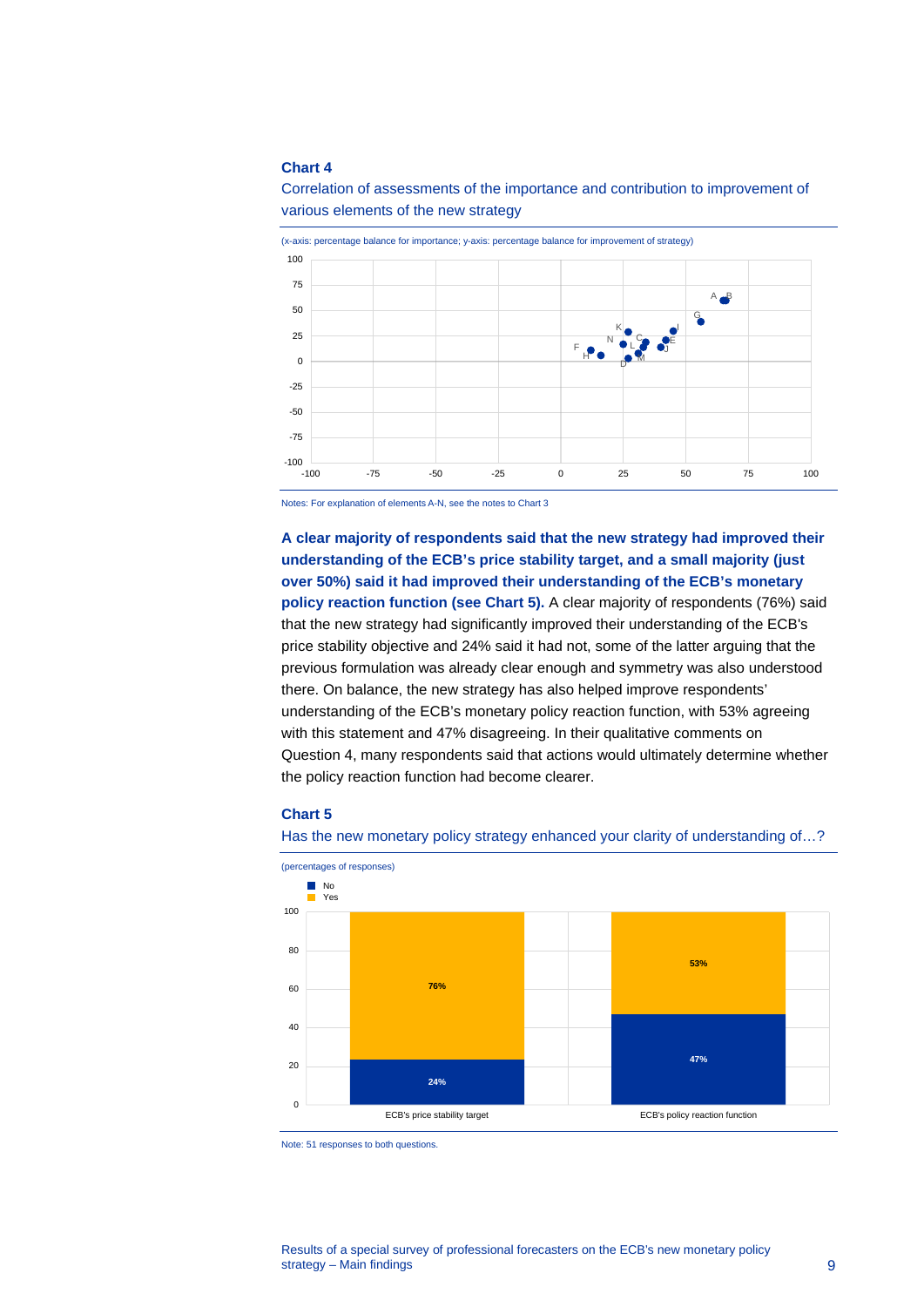**Chart 4**

Correlation of assessments of the importance and contribution to improvement of various elements of the new strategy

(x-axis: percentage balance for importance; y-axis: percentage balance for improvement of strategy)

Notes: For explanation of elements A-N, see the notes to Chart 3

**A clear majority of respondents said that the new strategy had improved their understanding of the ECB's price stability target, and a small majority (just over 50%) said it had improved their understanding of the ECB's monetary policy reaction function (see Chart 5).** A clear majority of respondents (76%) said that the new strategy had significantly improved their understanding of the ECB's price stability objective and 24% said it had not, some of the latter arguing that the previous formulation was already clear enough and symmetry was also understood there. On balance, the new strategy has also helped improve respondents' understanding of the ECB's monetary policy reaction function, with 53% agreeing with this statement and 47% disagreeing. In their qualitative comments on Question 4, many respondents said that actions would ultimately determine whether the policy reaction function had become clearer.

**Chart 5**

Has the new monetary policy strategy enhanced your clarity of understanding of…?

(percentages of responses)

| | No | Yes |
|---|---|---|
| ECB's price stability target | 24% | 76% |
| ECB's policy reaction function | 47% | 53% |

Note: 51 responses to both questions.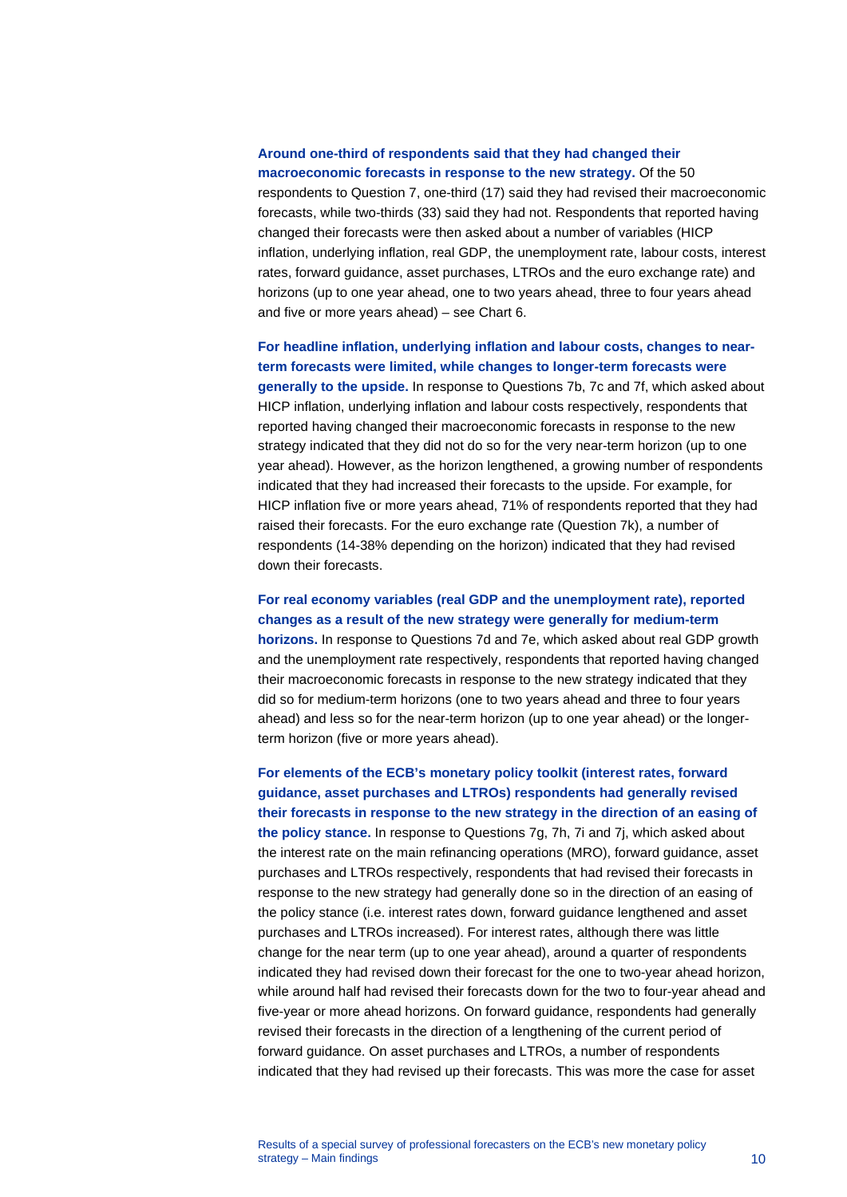**Around one-third of respondents said that they had changed their macroeconomic forecasts in response to the new strategy.** Of the 50 respondents to Question 7, one-third (17) said they had revised their macroeconomic forecasts, while two-thirds (33) said they had not. Respondents that reported having changed their forecasts were then asked about a number of variables (HICP inflation, underlying inflation, real GDP, the unemployment rate, labour costs, interest rates, forward guidance, asset purchases, LTROs and the euro exchange rate) and horizons (up to one year ahead, one to two years ahead, three to four years ahead and five or more years ahead) – see Chart 6.

**For headline inflation, underlying inflation and labour costs, changes to near-term forecasts were limited, while changes to longer-term forecasts were generally to the upside.** In response to Questions 7b, 7c and 7f, which asked about HICP inflation, underlying inflation and labour costs respectively, respondents that reported having changed their macroeconomic forecasts in response to the new strategy indicated that they did not do so for the very near-term horizon (up to one year ahead). However, as the horizon lengthened, a growing number of respondents indicated that they had increased their forecasts to the upside. For example, for HICP inflation five or more years ahead, 71% of respondents reported that they had raised their forecasts. For the euro exchange rate (Question 7k), a number of respondents (14-38% depending on the horizon) indicated that they had revised down their forecasts.

**For real economy variables (real GDP and the unemployment rate), reported changes as a result of the new strategy were generally for medium-term horizons.** In response to Questions 7d and 7e, which asked about real GDP growth and the unemployment rate respectively, respondents that reported having changed their macroeconomic forecasts in response to the new strategy indicated that they did so for medium-term horizons (one to two years ahead and three to four years ahead) and less so for the near-term horizon (up to one year ahead) or the longer-term horizon (five or more years ahead).

**For elements of the ECB's monetary policy toolkit (interest rates, forward guidance, asset purchases and LTROs) respondents had generally revised their forecasts in response to the new strategy in the direction of an easing of the policy stance.** In response to Questions 7g, 7h, 7i and 7j, which asked about the interest rate on the main refinancing operations (MRO), forward guidance, asset purchases and LTROs respectively, respondents that had revised their forecasts in response to the new strategy had generally done so in the direction of an easing of the policy stance (i.e. interest rates down, forward guidance lengthened and asset purchases and LTROs increased). For interest rates, although there was little change for the near term (up to one year ahead), around a quarter of respondents indicated they had revised down their forecast for the one to two-year ahead horizon, while around half had revised their forecasts down for the two to four-year ahead and five-year or more ahead horizons. On forward guidance, respondents had generally revised their forecasts in the direction of a lengthening of the current period of forward guidance. On asset purchases and LTROs, a number of respondents indicated that they had revised up their forecasts. This was more the case for asset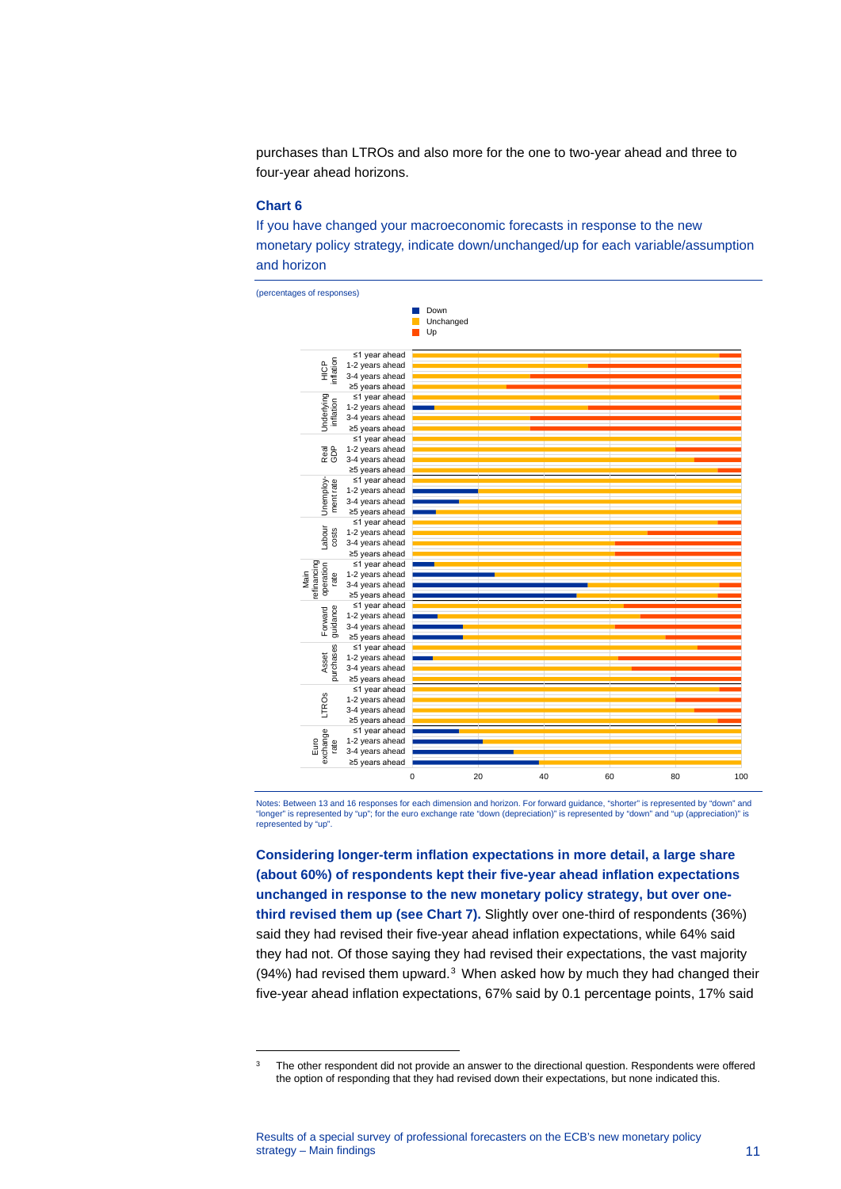purchases than LTROs and also more for the one to two-year ahead and three to four-year ahead horizons.

### Chart 6

If you have changed your macroeconomic forecasts in response to the new monetary policy strategy, indicate down/unchanged/up for each variable/assumption and horizon

(percentages of responses)

Notes: Between 13 and 16 responses for each dimension and horizon. For forward guidance, "shorter" is represented by "down" and "longer" is represented by "up"; for the euro exchange rate "down (depreciation)" is represented by "down" and "up (appreciation)" is represented by "up".

**Considering longer-term inflation expectations in more detail, a large share (about 60%) of respondents kept their five-year ahead inflation expectations unchanged in response to the new monetary policy strategy, but over one-third revised them up (see Chart 7).** Slightly over one-third of respondents (36%) said they had revised their five-year ahead inflation expectations, while 64% said they had not. Of those saying they had revised their expectations, the vast majority (94%) had revised them upward.[3] When asked how by much they had changed their five-year ahead inflation expectations, 67% said by 0.1 percentage points, 17% said

[3] The other respondent did not provide an answer to the directional question. Respondents were offered the option of responding that they had revised down their expectations, but none indicated this.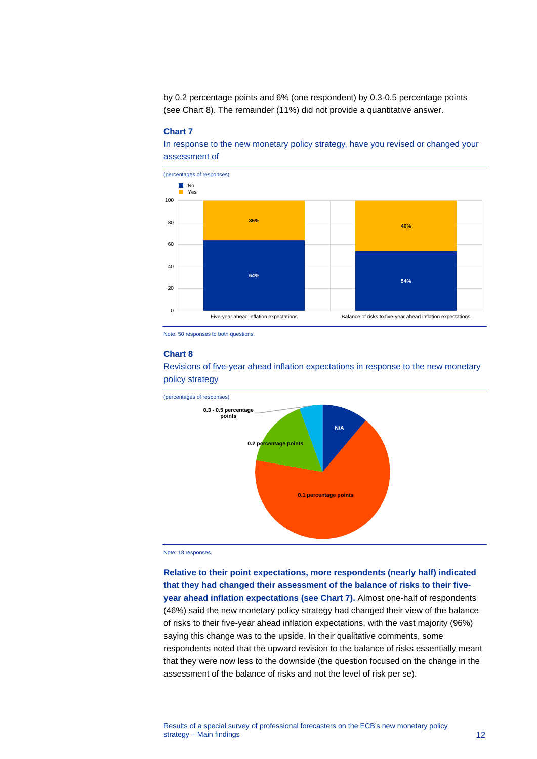by 0.2 percentage points and 6% (one respondent) by 0.3-0.5 percentage points (see Chart 8). The remainder (11%) did not provide a quantitative answer.

**Chart 7**

In response to the new monetary policy strategy, have you revised or changed your assessment of

(percentages of responses)

| | Five-year ahead inflation expectations | Balance of risks to five-year ahead inflation expectations |
|---|---|---|
| No | 64% | 54% |
| Yes | 36% | 46% |

Note: 50 responses to both questions.

**Chart 8**

Revisions of five-year ahead inflation expectations in response to the new monetary policy strategy

(percentages of responses)

Categories: N/A; 0.1 percentage points; 0.2 percentage points; 0.3 - 0.5 percentage points

Note: 18 responses.

**Relative to their point expectations, more respondents (nearly half) indicated that they had changed their assessment of the balance of risks to their five-year ahead inflation expectations (see Chart 7).** Almost one-half of respondents (46%) said the new monetary policy strategy had changed their view of the balance of risks to their five-year ahead inflation expectations, with the vast majority (96%) saying this change was to the upside. In their qualitative comments, some respondents noted that the upward revision to the balance of risks essentially meant that they were now less to the downside (the question focused on the change in the assessment of the balance of risks and not the level of risk per se).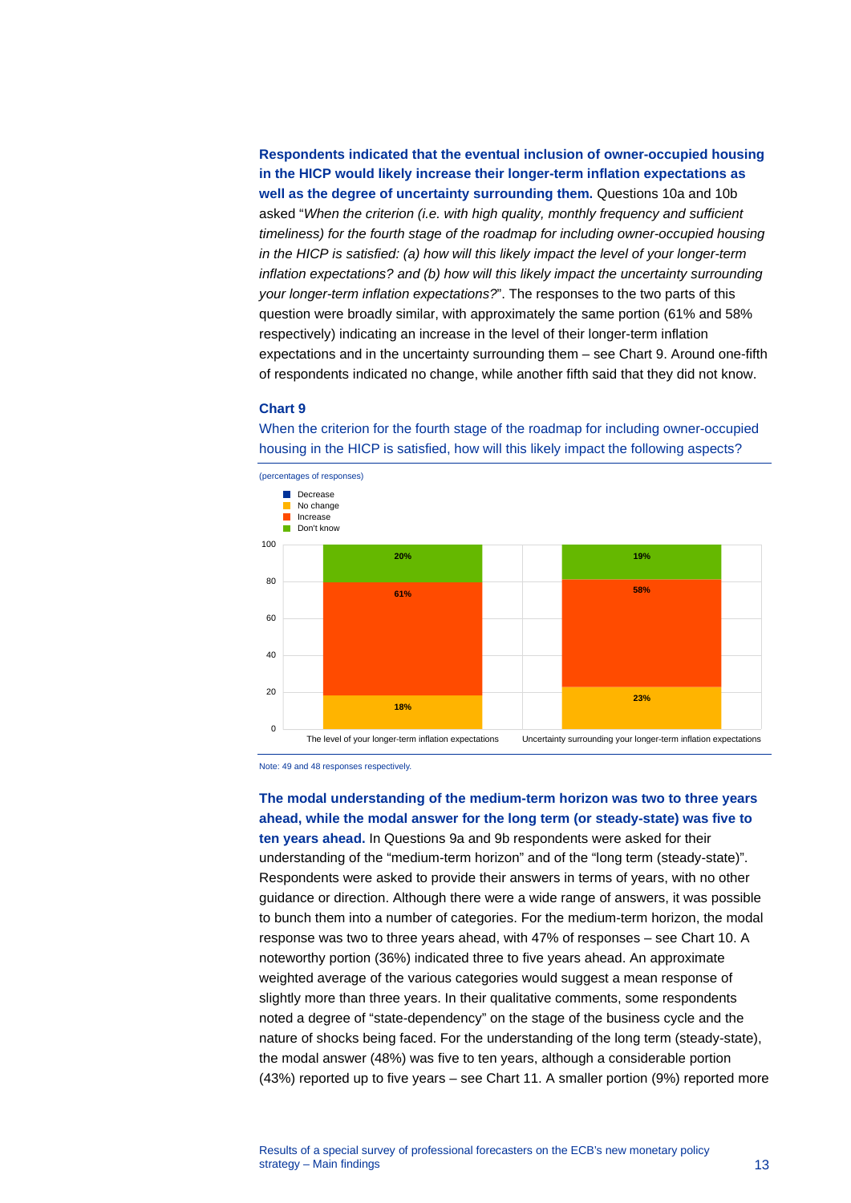**Respondents indicated that the eventual inclusion of owner-occupied housing in the HICP would likely increase their longer-term inflation expectations as well as the degree of uncertainty surrounding them.** Questions 10a and 10b asked "*When the criterion (i.e. with high quality, monthly frequency and sufficient timeliness) for the fourth stage of the roadmap for including owner-occupied housing in the HICP is satisfied: (a) how will this likely impact the level of your longer-term inflation expectations? and (b) how will this likely impact the uncertainty surrounding your longer-term inflation expectations?*". The responses to the two parts of this question were broadly similar, with approximately the same portion (61% and 58% respectively) indicating an increase in the level of their longer-term inflation expectations and in the uncertainty surrounding them – see Chart 9. Around one-fifth of respondents indicated no change, while another fifth said that they did not know.

**Chart 9**

When the criterion for the fourth stage of the roadmap for including owner-occupied housing in the HICP is satisfied, how will this likely impact the following aspects?

(percentages of responses)

| | Decrease | No change | Increase | Don't know |
|---|---|---|---|---|
| The level of your longer-term inflation expectations | | 18% | 61% | 20% |
| Uncertainty surrounding your longer-term inflation expectations | | 23% | 58% | 19% |

Note: 49 and 48 responses respectively.

**The modal understanding of the medium-term horizon was two to three years ahead, while the modal answer for the long term (or steady-state) was five to ten years ahead.** In Questions 9a and 9b respondents were asked for their understanding of the "medium-term horizon" and of the "long term (steady-state)". Respondents were asked to provide their answers in terms of years, with no other guidance or direction. Although there were a wide range of answers, it was possible to bunch them into a number of categories. For the medium-term horizon, the modal response was two to three years ahead, with 47% of responses – see Chart 10. A noteworthy portion (36%) indicated three to five years ahead. An approximate weighted average of the various categories would suggest a mean response of slightly more than three years. In their qualitative comments, some respondents noted a degree of "state-dependency" on the stage of the business cycle and the nature of shocks being faced. For the understanding of the long term (steady-state), the modal answer (48%) was five to ten years, although a considerable portion (43%) reported up to five years – see Chart 11. A smaller portion (9%) reported more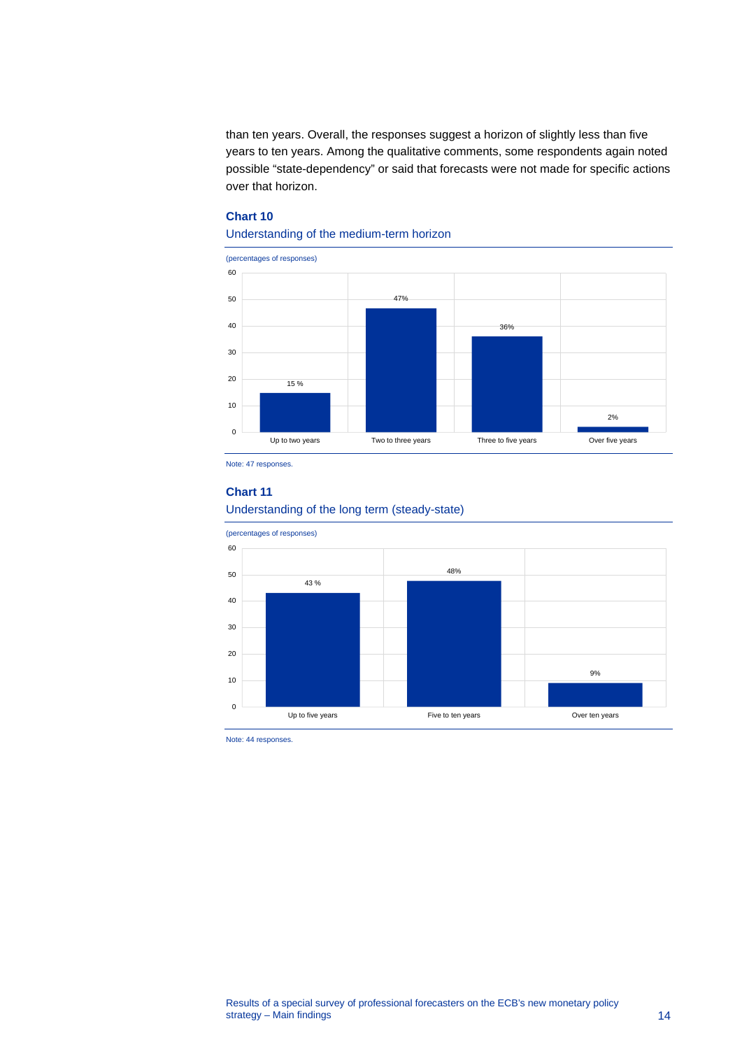than ten years. Overall, the responses suggest a horizon of slightly less than five years to ten years. Among the qualitative comments, some respondents again noted possible "state-dependency" or said that forecasts were not made for specific actions over that horizon.

**Chart 10**

Understanding of the medium-term horizon

(percentages of responses)

| Horizon | Percentage |
|---|---|
| Up to two years | 15 % |
| Two to three years | 47% |
| Three to five years | 36% |
| Over five years | 2% |

Note: 47 responses.

**Chart 11**

Understanding of the long term (steady-state)

(percentages of responses)

| Horizon | Percentage |
|---|---|
| Up to five years | 43 % |
| Five to ten years | 48% |
| Over ten years | 9% |

Note: 44 responses.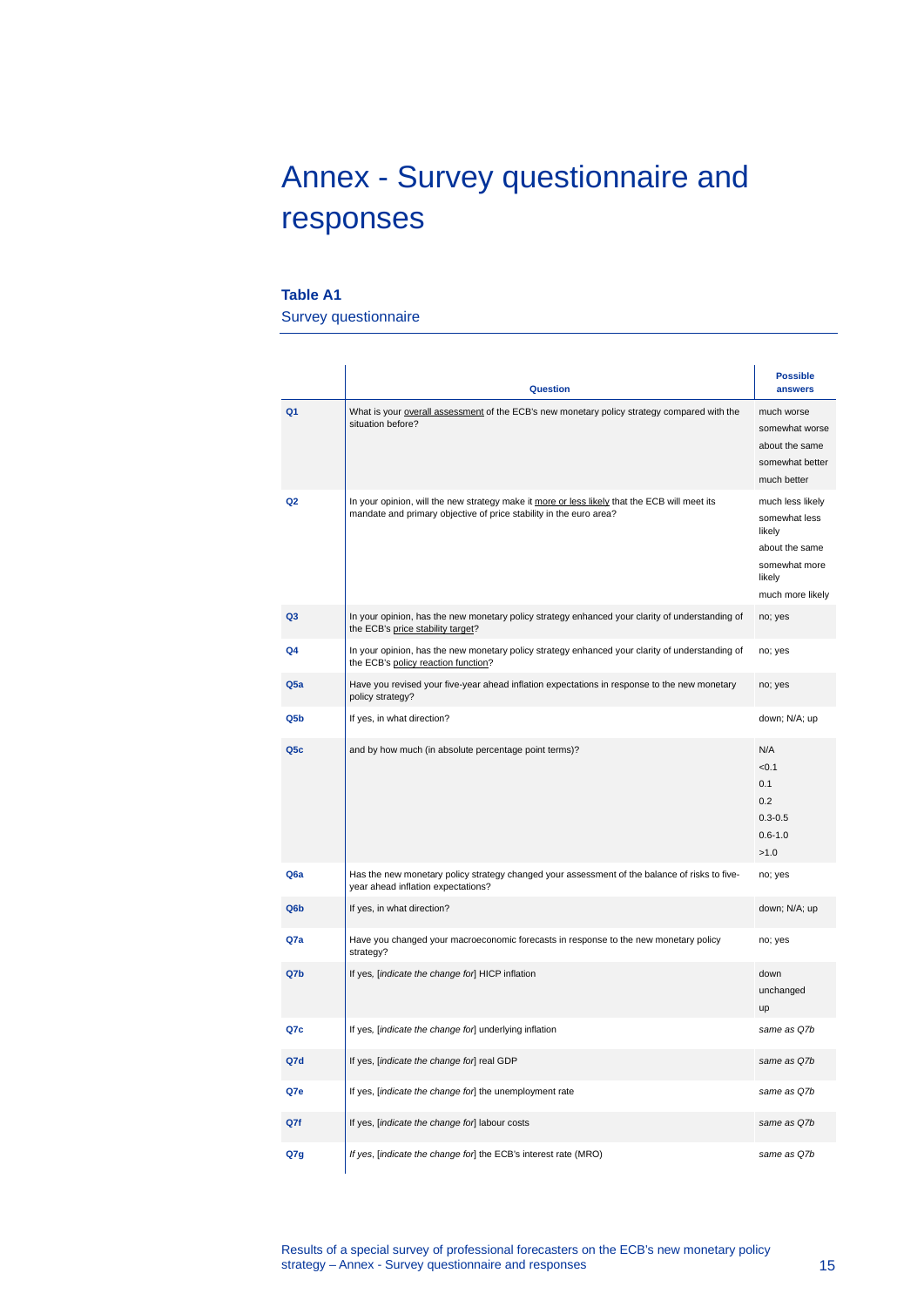# Annex - Survey questionnaire and responses

**Table A1**

Survey questionnaire

| | Question | Possible answers |
|---|---|---|
| **Q1** | What is your overall assessment of the ECB's new monetary policy strategy compared with the situation before? | much worse<br>somewhat worse<br>about the same<br>somewhat better<br>much better |
| **Q2** | In your opinion, will the new strategy make it more or less likely that the ECB will meet its mandate and primary objective of price stability in the euro area? | much less likely<br>somewhat less likely<br>about the same<br>somewhat more likely<br>much more likely |
| **Q3** | In your opinion, has the new monetary policy strategy enhanced your clarity of understanding of the ECB's price stability target? | no; yes |
| **Q4** | In your opinion, has the new monetary policy strategy enhanced your clarity of understanding of the ECB's policy reaction function? | no; yes |
| **Q5a** | Have you revised your five-year ahead inflation expectations in response to the new monetary policy strategy? | no; yes |
| **Q5b** | If yes, in what direction? | down; N/A; up |
| **Q5c** | and by how much (in absolute percentage point terms)? | N/A<br><0.1<br>0.1<br>0.2<br>0.3-0.5<br>0.6-1.0<br>>1.0 |
| **Q6a** | Has the new monetary policy strategy changed your assessment of the balance of risks to five-year ahead inflation expectations? | no; yes |
| **Q6b** | If yes, in what direction? | down; N/A; up |
| **Q7a** | Have you changed your macroeconomic forecasts in response to the new monetary policy strategy? | no; yes |
| **Q7b** | If yes, [*indicate the change for*] HICP inflation | down<br>unchanged<br>up |
| **Q7c** | If yes, [*indicate the change for*] underlying inflation | *same as Q7b* |
| **Q7d** | If yes, [*indicate the change for*] real GDP | *same as Q7b* |
| **Q7e** | If yes, [*indicate the change for*] the unemployment rate | *same as Q7b* |
| **Q7f** | If yes, [*indicate the change for*] labour costs | *same as Q7b* |
| **Q7g** | *If yes*, [*indicate the change for*] the ECB's interest rate (MRO) | *same as Q7b* |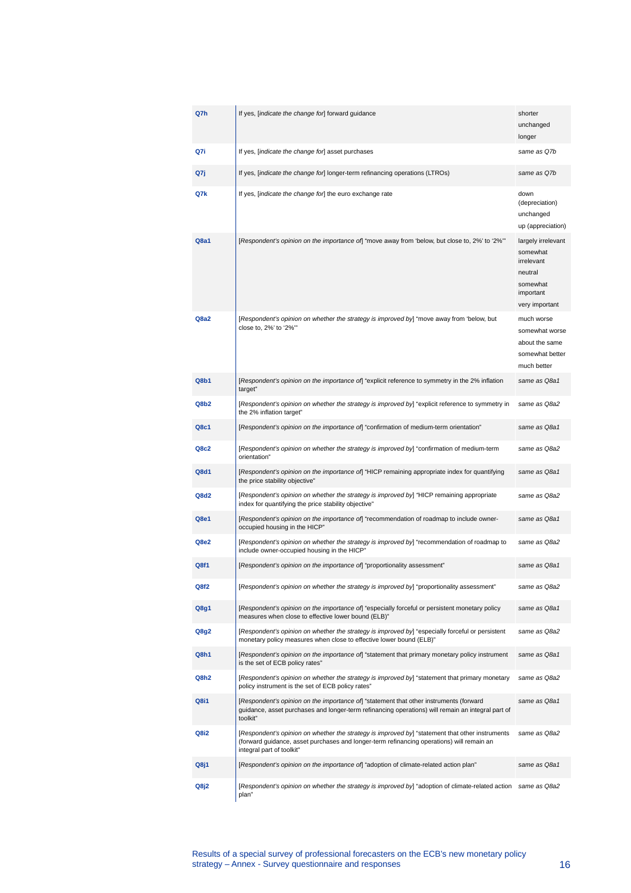| | | |
|---|---|---|
| **Q7h** | If yes, [*indicate the change for*] forward guidance | shorter<br>unchanged<br>longer |
| **Q7i** | If yes, [*indicate the change for*] asset purchases | *same as Q7b* |
| **Q7j** | If yes, [*indicate the change for*] longer-term refinancing operations (LTROs) | *same as Q7b* |
| **Q7k** | If yes, [*indicate the change for*] the euro exchange rate | down (depreciation)<br>unchanged<br>up (appreciation) |
| **Q8a1** | [*Respondent's opinion on the importance of*] "move away from 'below, but close to, 2%' to '2%'" | largely irrelevant<br>somewhat irrelevant<br>neutral<br>somewhat important<br>very important |
| **Q8a2** | [*Respondent's opinion on whether the strategy is improved by*] "move away from 'below, but close to, 2%' to '2%'" | much worse<br>somewhat worse<br>about the same<br>somewhat better<br>much better |
| **Q8b1** | [*Respondent's opinion on the importance of*] "explicit reference to symmetry in the 2% inflation target" | *same as Q8a1* |
| **Q8b2** | [*Respondent's opinion on whether the strategy is improved by*] "explicit reference to symmetry in the 2% inflation target" | *same as Q8a2* |
| **Q8c1** | [*Respondent's opinion on the importance of*] "confirmation of medium-term orientation" | *same as Q8a1* |
| **Q8c2** | [*Respondent's opinion on whether the strategy is improved by*] "confirmation of medium-term orientation" | *same as Q8a2* |
| **Q8d1** | [*Respondent's opinion on the importance of*] "HICP remaining appropriate index for quantifying the price stability objective" | *same as Q8a1* |
| **Q8d2** | [*Respondent's opinion on whether the strategy is improved by*] "HICP remaining appropriate index for quantifying the price stability objective" | *same as Q8a2* |
| **Q8e1** | [*Respondent's opinion on the importance of*] "recommendation of roadmap to include owner-occupied housing in the HICP" | *same as Q8a1* |
| **Q8e2** | [*Respondent's opinion on whether the strategy is improved by*] "recommendation of roadmap to include owner-occupied housing in the HICP" | *same as Q8a2* |
| **Q8f1** | [*Respondent's opinion on the importance of*] "proportionality assessment" | *same as Q8a1* |
| **Q8f2** | [*Respondent's opinion on whether the strategy is improved by*] "proportionality assessment" | *same as Q8a2* |
| **Q8g1** | [*Respondent's opinion on the importance of*] "especially forceful or persistent monetary policy measures when close to effective lower bound (ELB)" | *same as Q8a1* |
| **Q8g2** | [*Respondent's opinion on whether the strategy is improved by*] "especially forceful or persistent monetary policy measures when close to effective lower bound (ELB)" | *same as Q8a2* |
| **Q8h1** | [*Respondent's opinion on the importance of*] "statement that primary monetary policy instrument is the set of ECB policy rates" | *same as Q8a1* |
| **Q8h2** | [*Respondent's opinion on whether the strategy is improved by*] "statement that primary monetary policy instrument is the set of ECB policy rates" | *same as Q8a2* |
| **Q8i1** | [*Respondent's opinion on the importance of*] "statement that other instruments (forward guidance, asset purchases and longer-term refinancing operations) will remain an integral part of toolkit" | *same as Q8a1* |
| **Q8i2** | [*Respondent's opinion on whether the strategy is improved by*] "statement that other instruments (forward guidance, asset purchases and longer-term refinancing operations) will remain an integral part of toolkit" | *same as Q8a2* |
| **Q8j1** | [*Respondent's opinion on the importance of*] "adoption of climate-related action plan" | *same as Q8a1* |
| **Q8j2** | [*Respondent's opinion on whether the strategy is improved by*] "adoption of climate-related action plan" | *same as Q8a2* |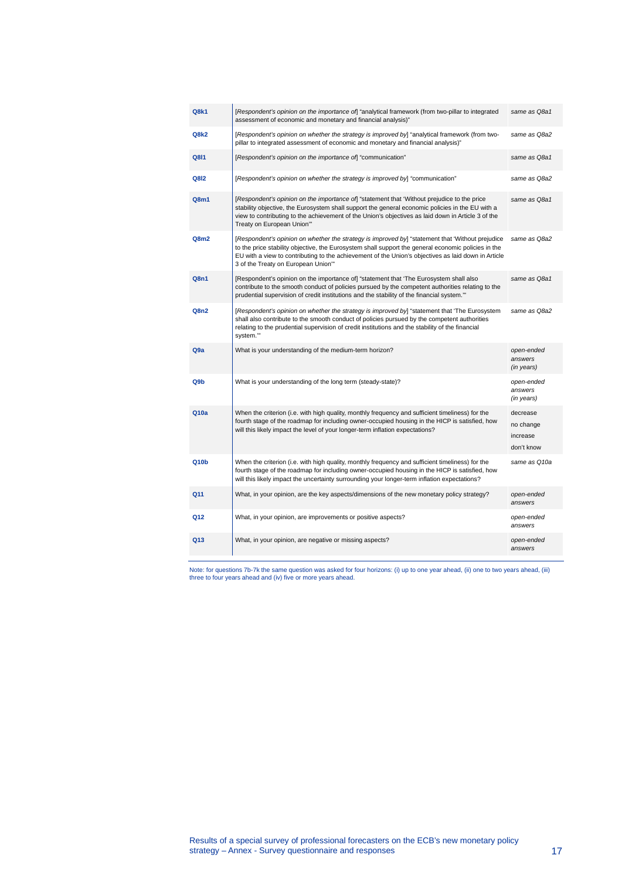| | | |
|---|---|---|
| **Q8k1** | *[Respondent's opinion on the importance of]* "analytical framework (from two-pillar to integrated assessment of economic and monetary and financial analysis)" | *same as Q8a1* |
| **Q8k2** | *[Respondent's opinion on whether the strategy is improved by]* "analytical framework (from two-pillar to integrated assessment of economic and monetary and financial analysis)" | *same as Q8a2* |
| **Q8l1** | *[Respondent's opinion on the importance of]* "communication" | *same as Q8a1* |
| **Q8l2** | *[Respondent's opinion on whether the strategy is improved by]* "communication" | *same as Q8a2* |
| **Q8m1** | *[Respondent's opinion on the importance of]* "statement that 'Without prejudice to the price stability objective, the Eurosystem shall support the general economic policies in the EU with a view to contributing to the achievement of the Union's objectives as laid down in Article 3 of the Treaty on European Union'" | *same as Q8a1* |
| **Q8m2** | *[Respondent's opinion on whether the strategy is improved by]* "statement that 'Without prejudice to the price stability objective, the Eurosystem shall support the general economic policies in the EU with a view to contributing to the achievement of the Union's objectives as laid down in Article 3 of the Treaty on European Union'" | *same as Q8a2* |
| **Q8n1** | [Respondent's opinion on the importance of] "statement that 'The Eurosystem shall also contribute to the smooth conduct of policies pursued by the competent authorities relating to the prudential supervision of credit institutions and the stability of the financial system.'" | *same as Q8a1* |
| **Q8n2** | *[Respondent's opinion on whether the strategy is improved by]* "statement that 'The Eurosystem shall also contribute to the smooth conduct of policies pursued by the competent authorities relating to the prudential supervision of credit institutions and the stability of the financial system.'" | *same as Q8a2* |
| **Q9a** | What is your understanding of the medium-term horizon? | *open-ended answers (in years)* |
| **Q9b** | What is your understanding of the long term (steady-state)? | *open-ended answers (in years)* |
| **Q10a** | When the criterion (i.e. with high quality, monthly frequency and sufficient timeliness) for the fourth stage of the roadmap for including owner-occupied housing in the HICP is satisfied, how will this likely impact the level of your longer-term inflation expectations? | decrease<br>no change<br>increase<br>don't know |
| **Q10b** | When the criterion (i.e. with high quality, monthly frequency and sufficient timeliness) for the fourth stage of the roadmap for including owner-occupied housing in the HICP is satisfied, how will this likely impact the uncertainty surrounding your longer-term inflation expectations? | *same as Q10a* |
| **Q11** | What, in your opinion, are the key aspects/dimensions of the new monetary policy strategy? | *open-ended answers* |
| **Q12** | What, in your opinion, are improvements or positive aspects? | *open-ended answers* |
| **Q13** | What, in your opinion, are negative or missing aspects? | *open-ended answers* |

Note: for questions 7b-7k the same question was asked for four horizons: (i) up to one year ahead, (ii) one to two years ahead, (iii) three to four years ahead and (iv) five or more years ahead.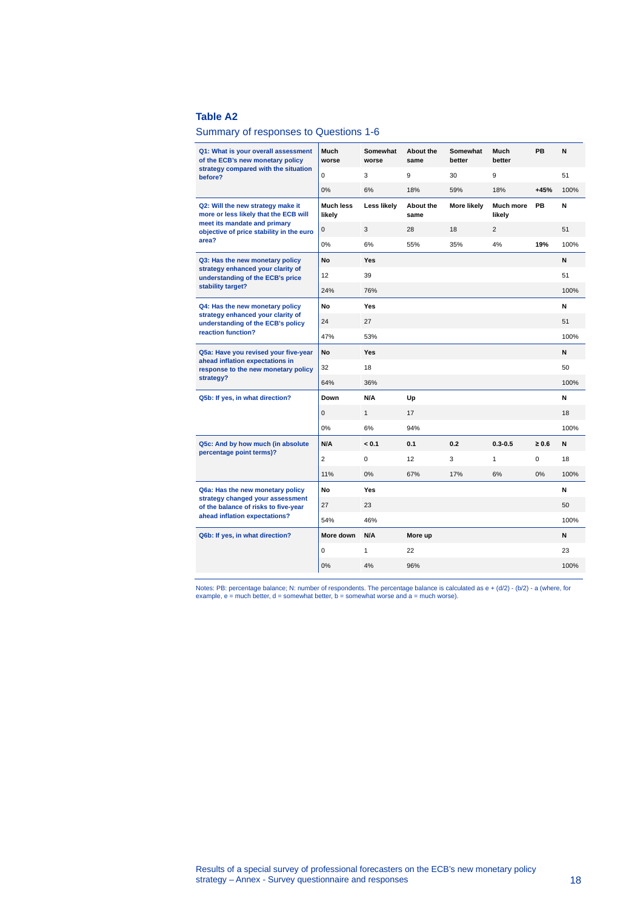## Table A2

Summary of responses to Questions 1-6

| | | | | | | | |
|---|---|---|---|---|---|---|---|
| **Q1: What is your overall assessment of the ECB's new monetary policy strategy compared with the situation before?** | **Much worse** | **Somewhat worse** | **About the same** | **Somewhat better** | **Much better** | **PB** | **N** |
| | 0 | 3 | 9 | 30 | 9 | | 51 |
| | 0% | 6% | 18% | 59% | 18% | **+45%** | 100% |
| **Q2: Will the new strategy make it more or less likely that the ECB will meet its mandate and primary objective of price stability in the euro area?** | **Much less likely** | **Less likely** | **About the same** | **More likely** | **Much more likely** | **PB** | **N** |
| | 0 | 3 | 28 | 18 | 2 | | 51 |
| | 0% | 6% | 55% | 35% | 4% | **19%** | 100% |
| **Q3: Has the new monetary policy strategy enhanced your clarity of understanding of the ECB's price stability target?** | **No** | **Yes** | | | | | **N** |
| | 12 | 39 | | | | | 51 |
| | 24% | 76% | | | | | 100% |
| **Q4: Has the new monetary policy strategy enhanced your clarity of understanding of the ECB's policy reaction function?** | **No** | **Yes** | | | | | **N** |
| | 24 | 27 | | | | | 51 |
| | 47% | 53% | | | | | 100% |
| **Q5a: Have you revised your five-year ahead inflation expectations in response to the new monetary policy strategy?** | **No** | **Yes** | | | | | **N** |
| | 32 | 18 | | | | | 50 |
| | 64% | 36% | | | | | 100% |
| **Q5b: If yes, in what direction?** | **Down** | **N/A** | **Up** | | | | **N** |
| | 0 | 1 | 17 | | | | 18 |
| | 0% | 6% | 94% | | | | 100% |
| **Q5c: And by how much (in absolute percentage point terms)?** | **N/A** | **< 0.1** | **0.1** | **0.2** | **0.3-0.5** | **≥ 0.6** | **N** |
| | 2 | 0 | 12 | 3 | 1 | 0 | 18 |
| | 11% | 0% | 67% | 17% | 6% | 0% | 100% |
| **Q6a: Has the new monetary policy strategy changed your assessment of the balance of risks to five-year ahead inflation expectations?** | **No** | **Yes** | | | | | **N** |
| | 27 | 23 | | | | | 50 |
| | 54% | 46% | | | | | 100% |
| **Q6b: If yes, in what direction?** | **More down** | **N/A** | **More up** | | | | **N** |
| | 0 | 1 | 22 | | | | 23 |
| | 0% | 4% | 96% | | | | 100% |

Notes: PB: percentage balance; N: number of respondents. The percentage balance is calculated as e + (d/2) - (b/2) - a (where, for example, e = much better, d = somewhat better, b = somewhat worse and a = much worse).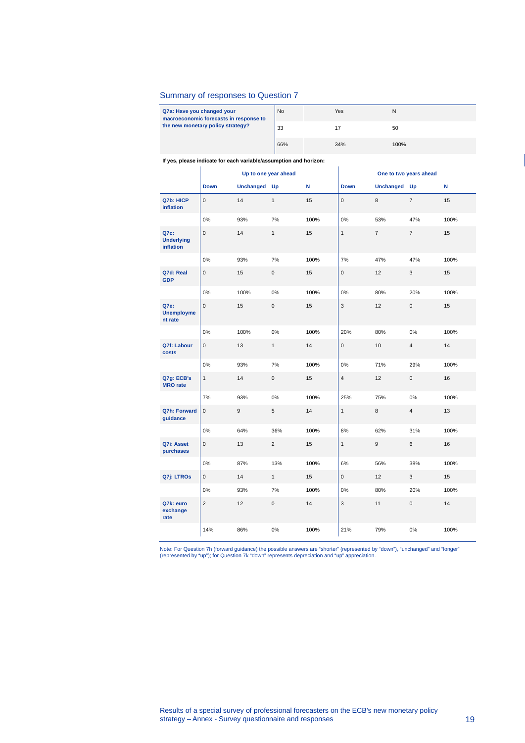## Summary of responses to Question 7

| Q7a: Have you changed your macroeconomic forecasts in response to the new monetary policy strategy? | No | Yes | N |
|---|---|---|---|
| | 33 | 17 | 50 |
| | 66% | 34% | 100% |

**If yes, please indicate for each variable/assumption and horizon:**

| | Up to one year ahead | | | | One to two years ahead | | | |
|---|---|---|---|---|---|---|---|---|
| | **Down** | **Unchanged** | **Up** | **N** | **Down** | **Unchanged** | **Up** | **N** |
| **Q7b: HICP inflation** | 0 | 14 | 1 | 15 | 0 | 8 | 7 | 15 |
| | 0% | 93% | 7% | 100% | 0% | 53% | 47% | 100% |
| **Q7c: Underlying inflation** | 0 | 14 | 1 | 15 | 1 | 7 | 7 | 15 |
| | 0% | 93% | 7% | 100% | 7% | 47% | 47% | 100% |
| **Q7d: Real GDP** | 0 | 15 | 0 | 15 | 0 | 12 | 3 | 15 |
| | 0% | 100% | 0% | 100% | 0% | 80% | 20% | 100% |
| **Q7e: Unemployment rate** | 0 | 15 | 0 | 15 | 3 | 12 | 0 | 15 |
| | 0% | 100% | 0% | 100% | 20% | 80% | 0% | 100% |
| **Q7f: Labour costs** | 0 | 13 | 1 | 14 | 0 | 10 | 4 | 14 |
| | 0% | 93% | 7% | 100% | 0% | 71% | 29% | 100% |
| **Q7g: ECB's MRO rate** | 1 | 14 | 0 | 15 | 4 | 12 | 0 | 16 |
| | 7% | 93% | 0% | 100% | 25% | 75% | 0% | 100% |
| **Q7h: Forward guidance** | 0 | 9 | 5 | 14 | 1 | 8 | 4 | 13 |
| | 0% | 64% | 36% | 100% | 8% | 62% | 31% | 100% |
| **Q7i: Asset purchases** | 0 | 13 | 2 | 15 | 1 | 9 | 6 | 16 |
| | 0% | 87% | 13% | 100% | 6% | 56% | 38% | 100% |
| **Q7j: LTROs** | 0 | 14 | 1 | 15 | 0 | 12 | 3 | 15 |
| | 0% | 93% | 7% | 100% | 0% | 80% | 20% | 100% |
| **Q7k: euro exchange rate** | 2 | 12 | 0 | 14 | 3 | 11 | 0 | 14 |
| | 14% | 86% | 0% | 100% | 21% | 79% | 0% | 100% |

Note: For Question 7h (forward guidance) the possible answers are "shorter" (represented by "down"), "unchanged" and "longer" (represented by "up"); for Question 7k "down" represents depreciation and "up" appreciation.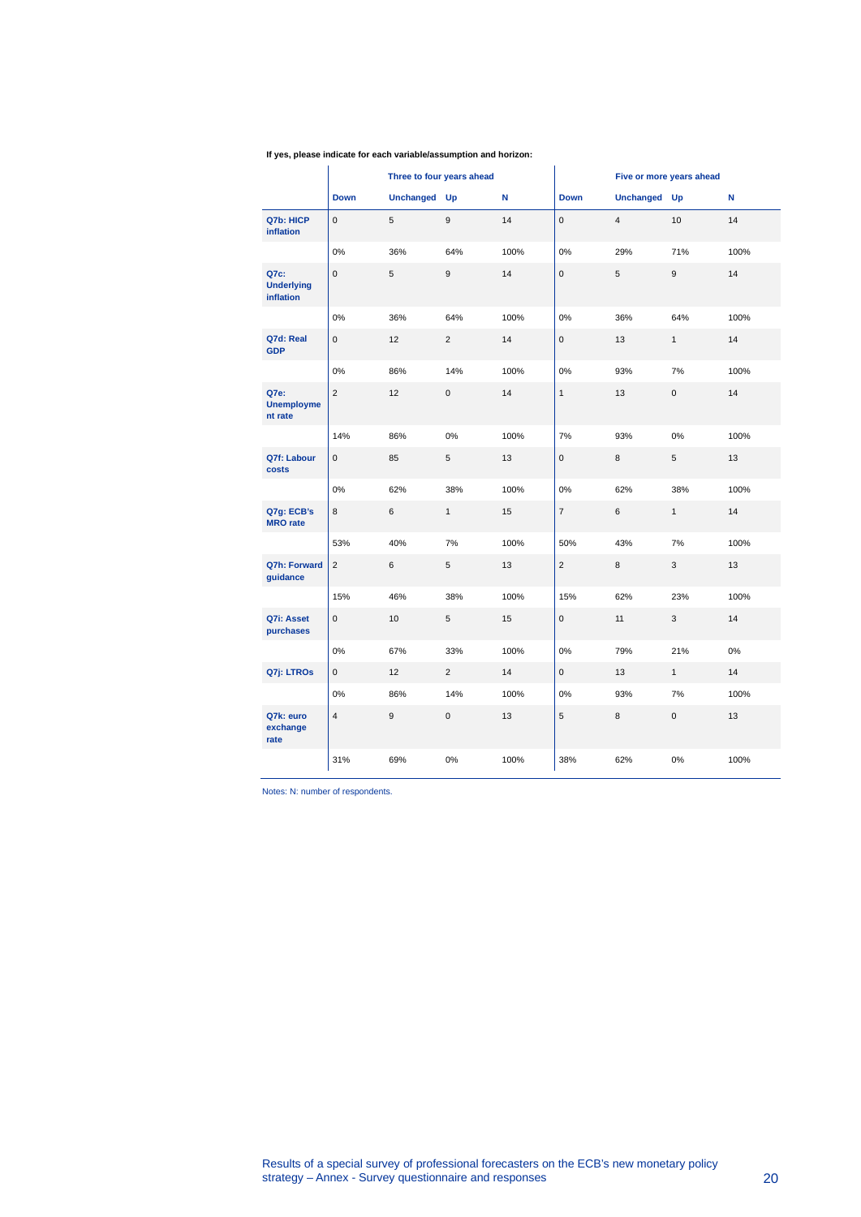**If yes, please indicate for each variable/assumption and horizon:**

| | Three to four years ahead | | | | Five or more years ahead | | | |
|---|---|---|---|---|---|---|---|---|
| | **Down** | **Unchanged** | **Up** | **N** | **Down** | **Unchanged** | **Up** | **N** |
| **Q7b: HICP inflation** | 0 | 5 | 9 | 14 | 0 | 4 | 10 | 14 |
| | 0% | 36% | 64% | 100% | 0% | 29% | 71% | 100% |
| **Q7c: Underlying inflation** | 0 | 5 | 9 | 14 | 0 | 5 | 9 | 14 |
| | 0% | 36% | 64% | 100% | 0% | 36% | 64% | 100% |
| **Q7d: Real GDP** | 0 | 12 | 2 | 14 | 0 | 13 | 1 | 14 |
| | 0% | 86% | 14% | 100% | 0% | 93% | 7% | 100% |
| **Q7e: Unemployment rate** | 2 | 12 | 0 | 14 | 1 | 13 | 0 | 14 |
| | 14% | 86% | 0% | 100% | 7% | 93% | 0% | 100% |
| **Q7f: Labour costs** | 0 | 85 | 5 | 13 | 0 | 8 | 5 | 13 |
| | 0% | 62% | 38% | 100% | 0% | 62% | 38% | 100% |
| **Q7g: ECB's MRO rate** | 8 | 6 | 1 | 15 | 7 | 6 | 1 | 14 |
| | 53% | 40% | 7% | 100% | 50% | 43% | 7% | 100% |
| **Q7h: Forward guidance** | 2 | 6 | 5 | 13 | 2 | 8 | 3 | 13 |
| | 15% | 46% | 38% | 100% | 15% | 62% | 23% | 100% |
| **Q7i: Asset purchases** | 0 | 10 | 5 | 15 | 0 | 11 | 3 | 14 |
| | 0% | 67% | 33% | 100% | 0% | 79% | 21% | 0% |
| **Q7j: LTROs** | 0 | 12 | 2 | 14 | 0 | 13 | 1 | 14 |
| | 0% | 86% | 14% | 100% | 0% | 93% | 7% | 100% |
| **Q7k: euro exchange rate** | 4 | 9 | 0 | 13 | 5 | 8 | 0 | 13 |
| | 31% | 69% | 0% | 100% | 38% | 62% | 0% | 100% |

Notes: N: number of respondents.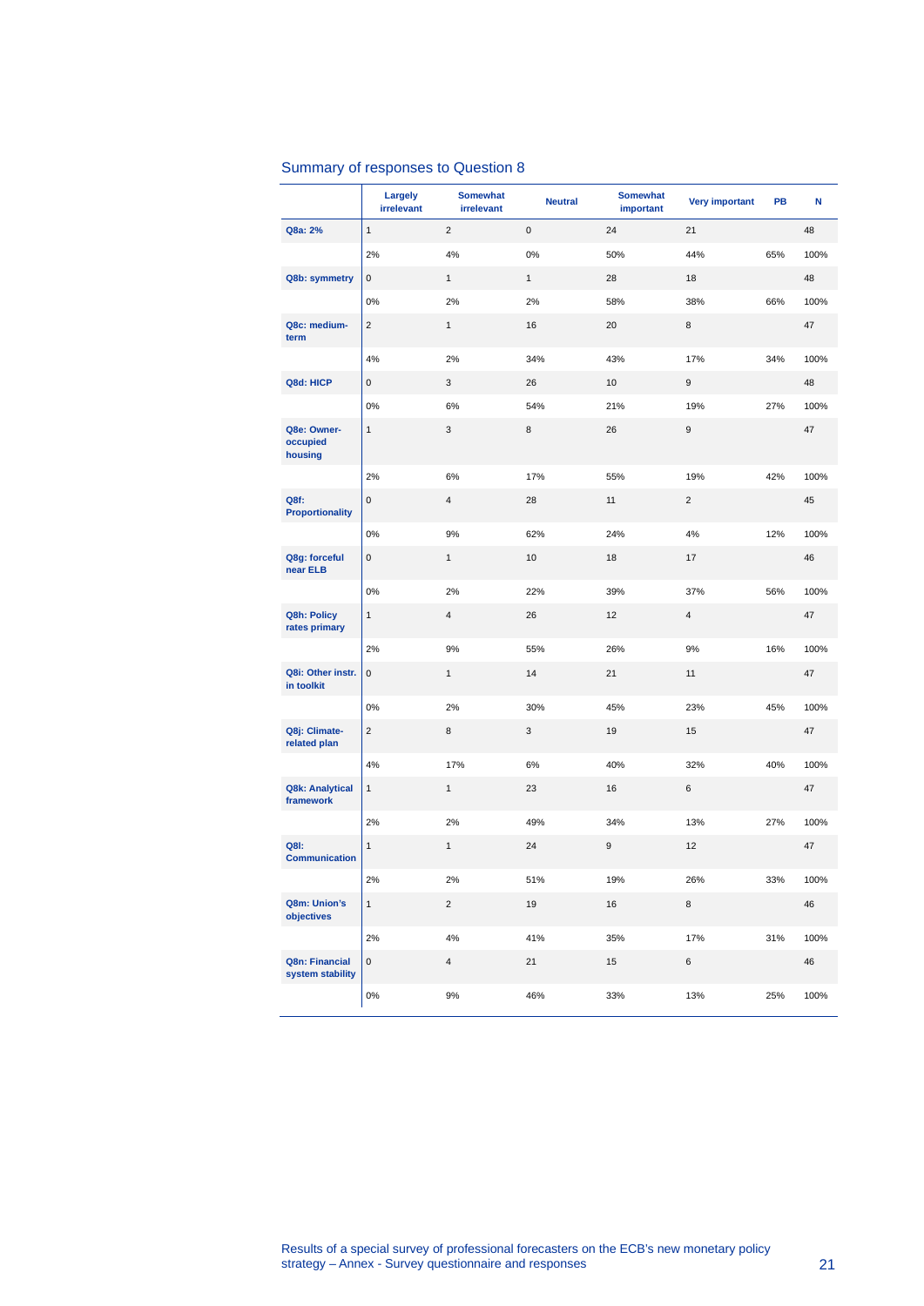## Summary of responses to Question 8

| | Largely irrelevant | Somewhat irrelevant | Neutral | Somewhat important | Very important | PB | N |
|---|---|---|---|---|---|---|---|
| **Q8a: 2%** | 1 | 2 | 0 | 24 | 21 | | 48 |
| | 2% | 4% | 0% | 50% | 44% | 65% | 100% |
| **Q8b: symmetry** | 0 | 1 | 1 | 28 | 18 | | 48 |
| | 0% | 2% | 2% | 58% | 38% | 66% | 100% |
| **Q8c: medium-term** | 2 | 1 | 16 | 20 | 8 | | 47 |
| | 4% | 2% | 34% | 43% | 17% | 34% | 100% |
| **Q8d: HICP** | 0 | 3 | 26 | 10 | 9 | | 48 |
| | 0% | 6% | 54% | 21% | 19% | 27% | 100% |
| **Q8e: Owner-occupied housing** | 1 | 3 | 8 | 26 | 9 | | 47 |
| | 2% | 6% | 17% | 55% | 19% | 42% | 100% |
| **Q8f: Proportionality** | 0 | 4 | 28 | 11 | 2 | | 45 |
| | 0% | 9% | 62% | 24% | 4% | 12% | 100% |
| **Q8g: forceful near ELB** | 0 | 1 | 10 | 18 | 17 | | 46 |
| | 0% | 2% | 22% | 39% | 37% | 56% | 100% |
| **Q8h: Policy rates primary** | 1 | 4 | 26 | 12 | 4 | | 47 |
| | 2% | 9% | 55% | 26% | 9% | 16% | 100% |
| **Q8i: Other instr. in toolkit** | 0 | 1 | 14 | 21 | 11 | | 47 |
| | 0% | 2% | 30% | 45% | 23% | 45% | 100% |
| **Q8j: Climate-related plan** | 2 | 8 | 3 | 19 | 15 | | 47 |
| | 4% | 17% | 6% | 40% | 32% | 40% | 100% |
| **Q8k: Analytical framework** | 1 | 1 | 23 | 16 | 6 | | 47 |
| | 2% | 2% | 49% | 34% | 13% | 27% | 100% |
| **Q8l: Communication** | 1 | 1 | 24 | 9 | 12 | | 47 |
| | 2% | 2% | 51% | 19% | 26% | 33% | 100% |
| **Q8m: Union's objectives** | 1 | 2 | 19 | 16 | 8 | | 46 |
| | 2% | 4% | 41% | 35% | 17% | 31% | 100% |
| **Q8n: Financial system stability** | 0 | 4 | 21 | 15 | 6 | | 46 |
| | 0% | 9% | 46% | 33% | 13% | 25% | 100% |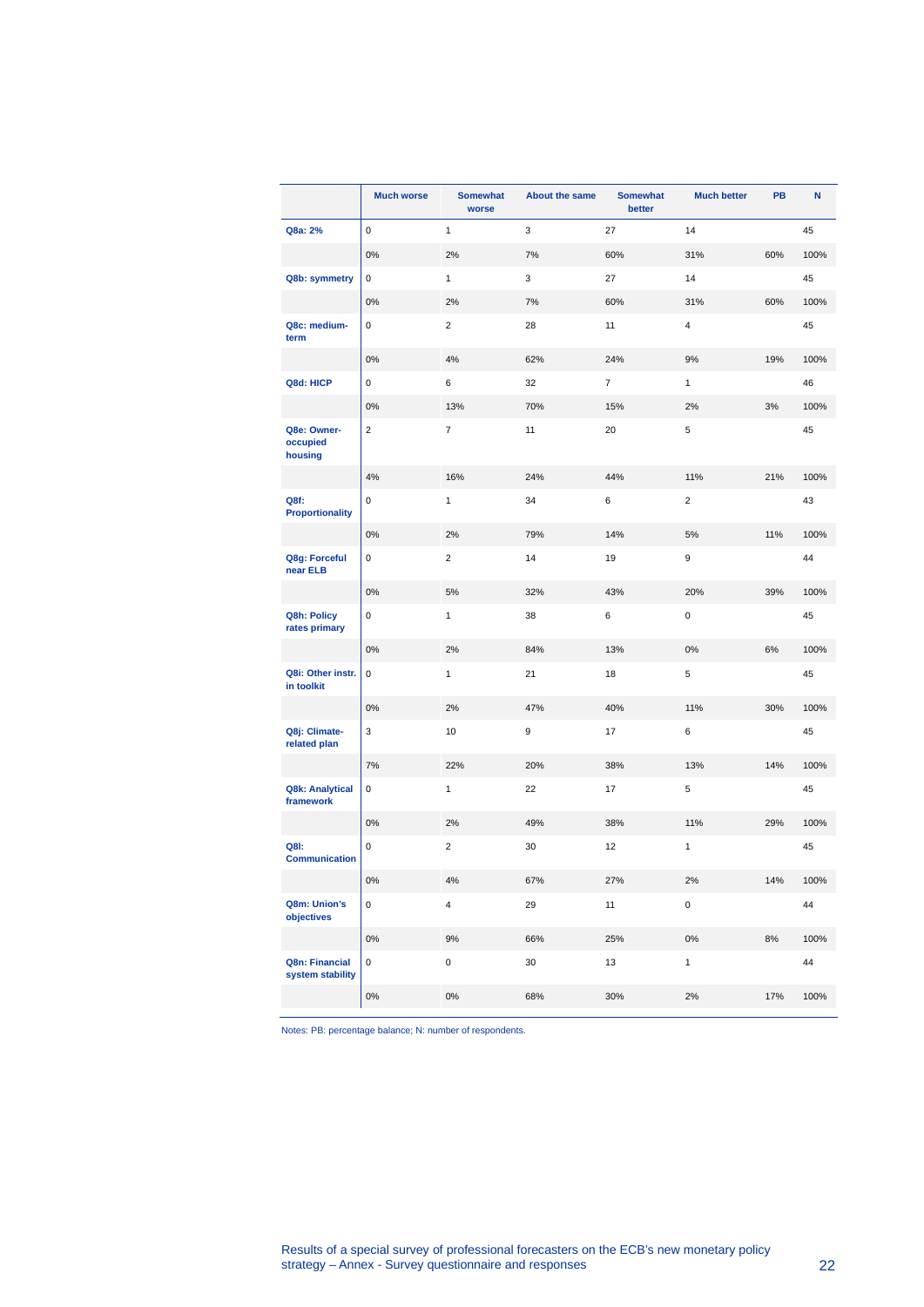| | Much worse | Somewhat worse | About the same | Somewhat better | Much better | PB | N |
|---|---|---|---|---|---|---|---|
| **Q8a: 2%** | 0 | 1 | 3 | 27 | 14 | | 45 |
| | 0% | 2% | 7% | 60% | 31% | 60% | 100% |
| **Q8b: symmetry** | 0 | 1 | 3 | 27 | 14 | | 45 |
| | 0% | 2% | 7% | 60% | 31% | 60% | 100% |
| **Q8c: medium-term** | 0 | 2 | 28 | 11 | 4 | | 45 |
| | 0% | 4% | 62% | 24% | 9% | 19% | 100% |
| **Q8d: HICP** | 0 | 6 | 32 | 7 | 1 | | 46 |
| | 0% | 13% | 70% | 15% | 2% | 3% | 100% |
| **Q8e: Owner-occupied housing** | 2 | 7 | 11 | 20 | 5 | | 45 |
| | 4% | 16% | 24% | 44% | 11% | 21% | 100% |
| **Q8f: Proportionality** | 0 | 1 | 34 | 6 | 2 | | 43 |
| | 0% | 2% | 79% | 14% | 5% | 11% | 100% |
| **Q8g: Forceful near ELB** | 0 | 2 | 14 | 19 | 9 | | 44 |
| | 0% | 5% | 32% | 43% | 20% | 39% | 100% |
| **Q8h: Policy rates primary** | 0 | 1 | 38 | 6 | 0 | | 45 |
| | 0% | 2% | 84% | 13% | 0% | 6% | 100% |
| **Q8i: Other instr. in toolkit** | 0 | 1 | 21 | 18 | 5 | | 45 |
| | 0% | 2% | 47% | 40% | 11% | 30% | 100% |
| **Q8j: Climate-related plan** | 3 | 10 | 9 | 17 | 6 | | 45 |
| | 7% | 22% | 20% | 38% | 13% | 14% | 100% |
| **Q8k: Analytical framework** | 0 | 1 | 22 | 17 | 5 | | 45 |
| | 0% | 2% | 49% | 38% | 11% | 29% | 100% |
| **Q8l: Communication** | 0 | 2 | 30 | 12 | 1 | | 45 |
| | 0% | 4% | 67% | 27% | 2% | 14% | 100% |
| **Q8m: Union's objectives** | 0 | 4 | 29 | 11 | 0 | | 44 |
| | 0% | 9% | 66% | 25% | 0% | 8% | 100% |
| **Q8n: Financial system stability** | 0 | 0 | 30 | 13 | 1 | | 44 |
| | 0% | 0% | 68% | 30% | 2% | 17% | 100% |

Notes: PB: percentage balance; N: number of respondents.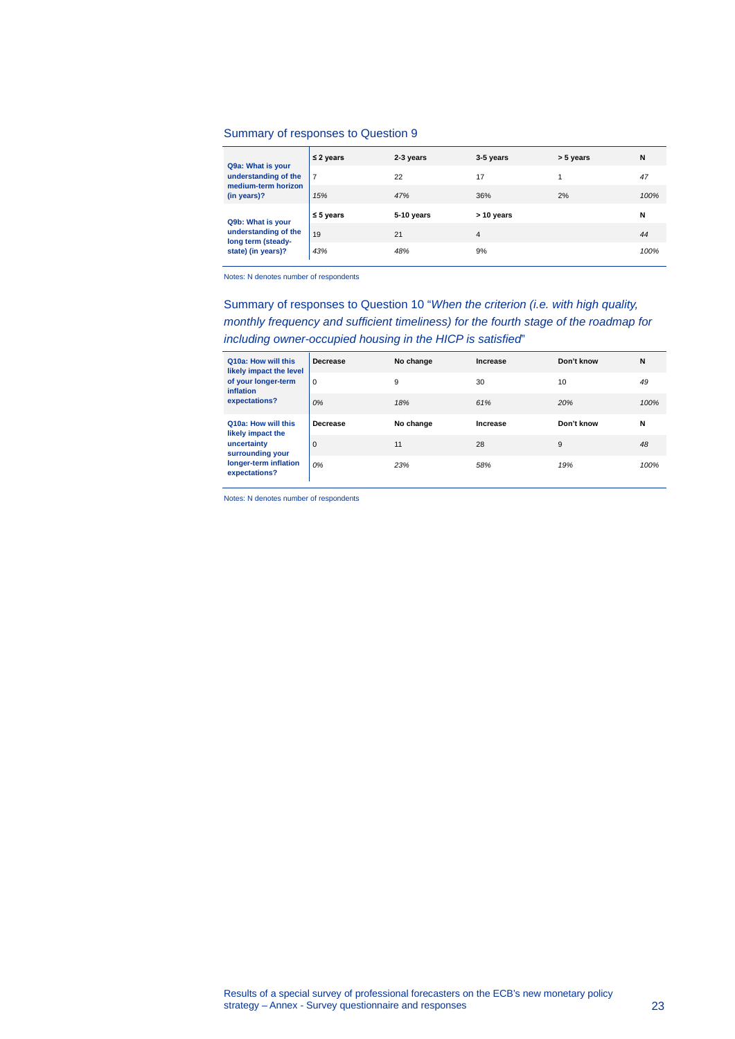### Summary of responses to Question 9

| | ≤ 2 years | 2-3 years | 3-5 years | > 5 years | N |
|---|---|---|---|---|---|
| **Q9a: What is your understanding of the medium-term horizon (in years)?** | 7 | 22 | 17 | 1 | *47* |
| | *15%* | *47%* | 36% | 2% | *100%* |
| | **≤ 5 years** | **5-10 years** | **> 10 years** | | **N** |
| **Q9b: What is your understanding of the long term (steady-state) (in years)?** | 19 | 21 | 4 | | *44* |
| | *43%* | *48%* | 9% | | *100%* |

Notes: N denotes number of respondents

### Summary of responses to Question 10 "*When the criterion (i.e. with high quality, monthly frequency and sufficient timeliness) for the fourth stage of the roadmap for including owner-occupied housing in the HICP is satisfied*"

| | Decrease | No change | Increase | Don't know | N |
|---|---|---|---|---|---|
| **Q10a: How will this likely impact the level of your longer-term inflation expectations?** | 0 | 9 | 30 | 10 | *49* |
| | *0%* | *18%* | *61%* | *20%* | *100%* |
| | **Decrease** | **No change** | **Increase** | **Don't know** | **N** |
| **Q10a: How will this likely impact the uncertainty surrounding your longer-term inflation expectations?** | 0 | 11 | 28 | 9 | *48* |
| | *0%* | *23%* | *58%* | *19%* | *100%* |

Notes: N denotes number of respondents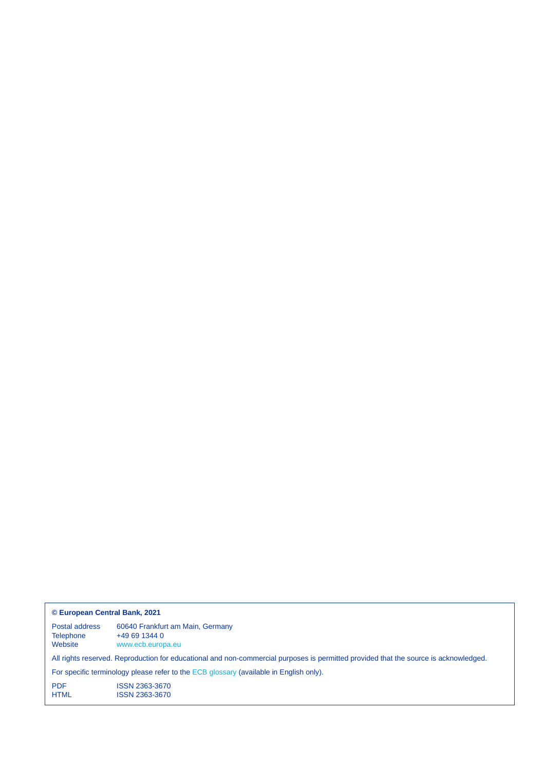**© European Central Bank, 2021**

| | |
|---|---|
| Postal address | 60640 Frankfurt am Main, Germany |
| Telephone | +49 69 1344 0 |
| Website | www.ecb.europa.eu |

All rights reserved. Reproduction for educational and non-commercial purposes is permitted provided that the source is acknowledged.

For specific terminology please refer to the ECB glossary (available in English only).

| | |
|---|---|
| PDF | ISSN 2363-3670 |
| HTML | ISSN 2363-3670 |